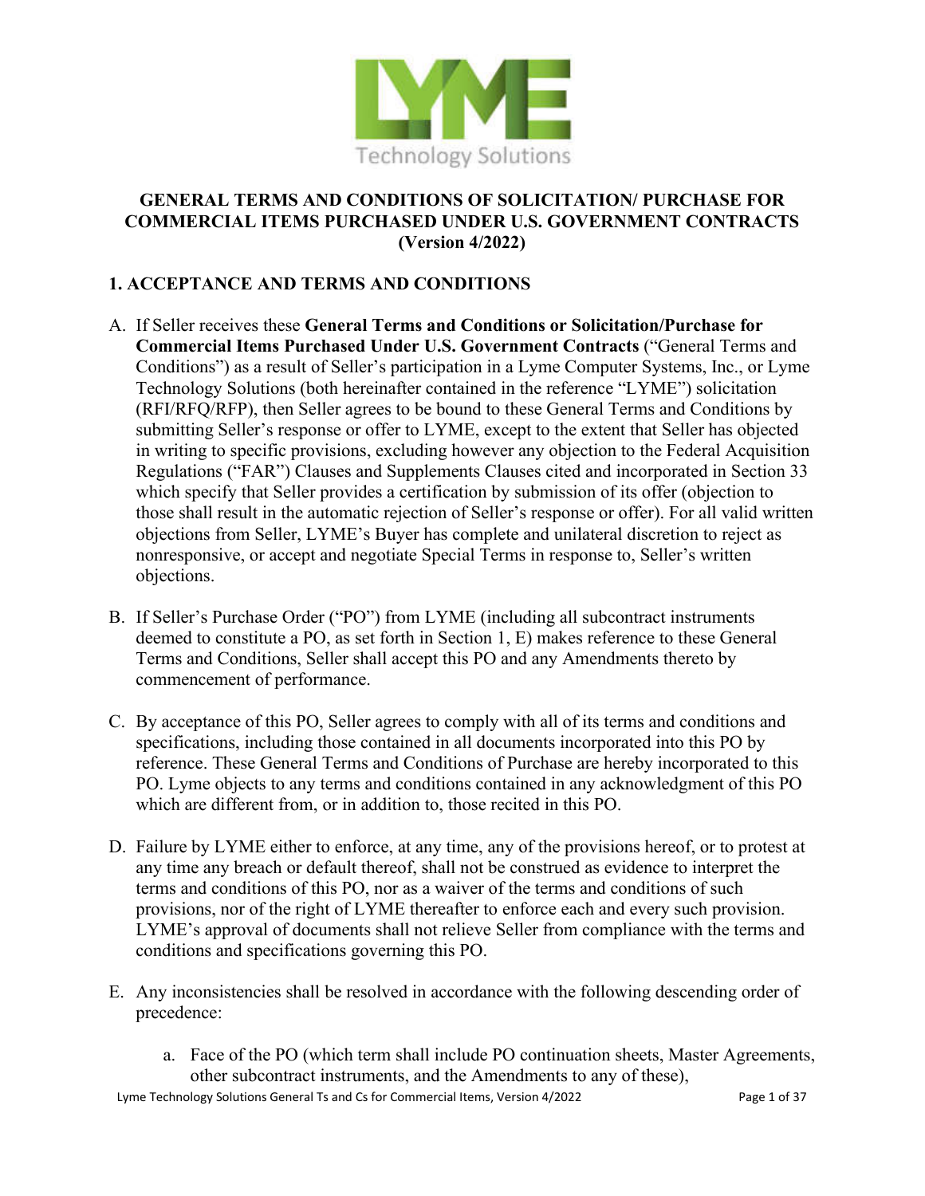# GENERAL TERMS AND CONDITIONS OF SOLICITATION/ PURCHASE FOR COMMERCIAL ITEMS PURCHASED UNDER U.S. GOVERNMENT CONTRACTS (Version 4/2022)

## 1. ACCEPTANCE AND TERMS AND CONDITIONS

A. If Seller receives these **General Terms and Conditions or Solicitation/Purchase for Commercial Items Purchased Under U.S. Government Contracts** ("General Terms and Conditions") as a result of Seller's participation in a Lyme Computer Systems, Inc., or Lyme Technology Solutions (both hereinafter contained in the reference "LYME") solicitation (RFI/RFQ/RFP), then Seller agrees to be bound to these General Terms and Conditions by submitting Seller's response or offer to LYME, except to the extent that Seller has objected in writing to specific provisions, excluding however any objection to the Federal Acquisition Regulations ("FAR") Clauses and Supplements Clauses cited and incorporated in Section 33 which specify that Seller provides a certification by submission of its offer (objection to those shall result in the automatic rejection of Seller's response or offer). For all valid written objections from Seller, LYME's Buyer has complete and unilateral discretion to reject as nonresponsive, or accept and negotiate Special Terms in response to, Seller's written objections.

B. If Seller's Purchase Order ("PO") from LYME (including all subcontract instruments deemed to constitute a PO, as set forth in Section 1, E) makes reference to these General Terms and Conditions, Seller shall accept this PO and any Amendments thereto by commencement of performance.

C. By acceptance of this PO, Seller agrees to comply with all of its terms and conditions and specifications, including those contained in all documents incorporated into this PO by reference. These General Terms and Conditions of Purchase are hereby incorporated to this PO. Lyme objects to any terms and conditions contained in any acknowledgment of this PO which are different from, or in addition to, those recited in this PO.

D. Failure by LYME either to enforce, at any time, any of the provisions hereof, or to protest at any time any breach or default thereof, shall not be construed as evidence to interpret the terms and conditions of this PO, nor as a waiver of the terms and conditions of such provisions, nor of the right of LYME thereafter to enforce each and every such provision. LYME's approval of documents shall not relieve Seller from compliance with the terms and conditions and specifications governing this PO.

E. Any inconsistencies shall be resolved in accordance with the following descending order of precedence:

   a. Face of the PO (which term shall include PO continuation sheets, Master Agreements, other subcontract instruments, and the Amendments to any of these),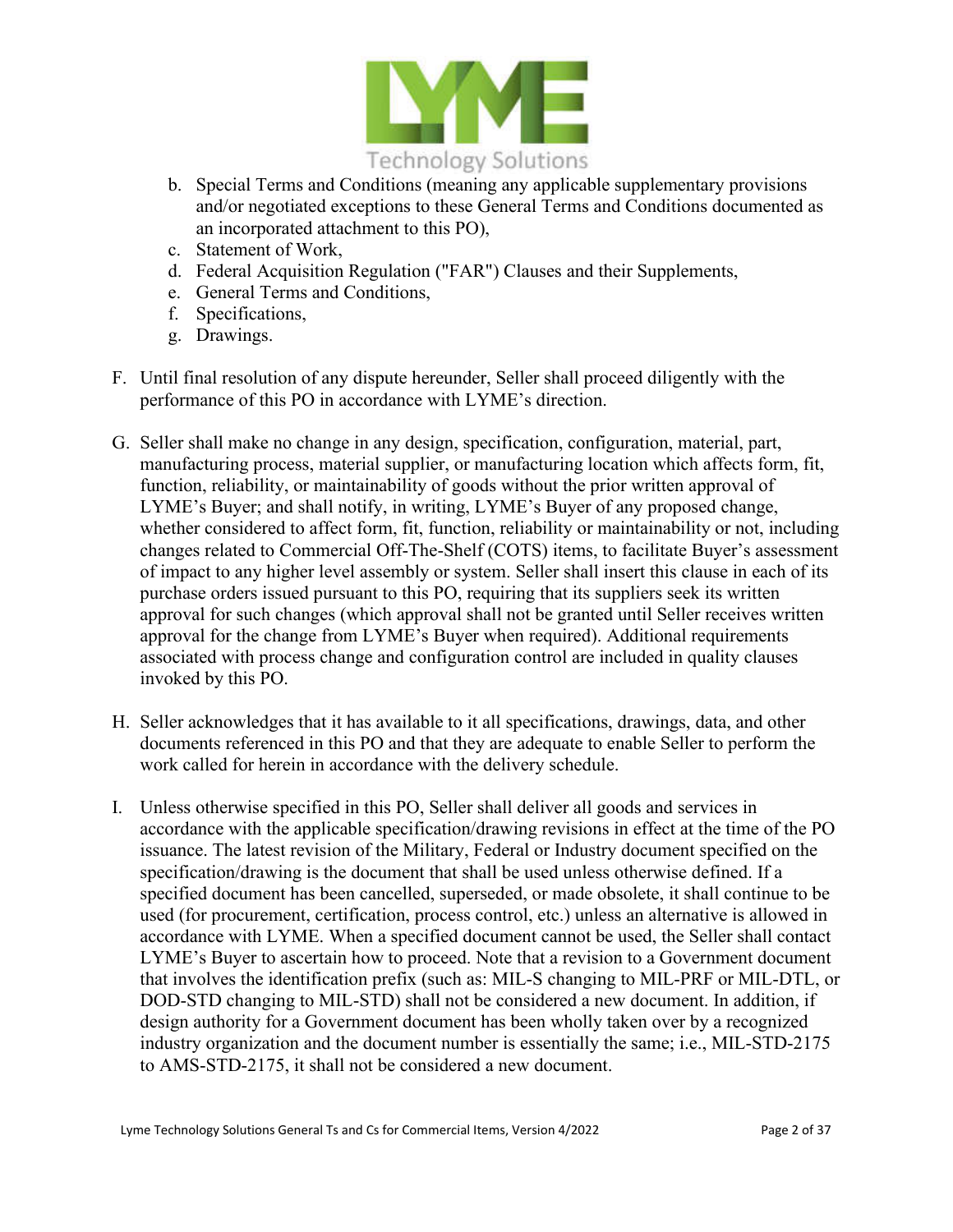b. Special Terms and Conditions (meaning any applicable supplementary provisions and/or negotiated exceptions to these General Terms and Conditions documented as an incorporated attachment to this PO),
c. Statement of Work,
d. Federal Acquisition Regulation ("FAR") Clauses and their Supplements,
e. General Terms and Conditions,
f. Specifications,
g. Drawings.

F. Until final resolution of any dispute hereunder, Seller shall proceed diligently with the performance of this PO in accordance with LYME's direction.

G. Seller shall make no change in any design, specification, configuration, material, part, manufacturing process, material supplier, or manufacturing location which affects form, fit, function, reliability, or maintainability of goods without the prior written approval of LYME's Buyer; and shall notify, in writing, LYME's Buyer of any proposed change, whether considered to affect form, fit, function, reliability or maintainability or not, including changes related to Commercial Off-The-Shelf (COTS) items, to facilitate Buyer's assessment of impact to any higher level assembly or system. Seller shall insert this clause in each of its purchase orders issued pursuant to this PO, requiring that its suppliers seek its written approval for such changes (which approval shall not be granted until Seller receives written approval for the change from LYME's Buyer when required). Additional requirements associated with process change and configuration control are included in quality clauses invoked by this PO.

H. Seller acknowledges that it has available to it all specifications, drawings, data, and other documents referenced in this PO and that they are adequate to enable Seller to perform the work called for herein in accordance with the delivery schedule.

I. Unless otherwise specified in this PO, Seller shall deliver all goods and services in accordance with the applicable specification/drawing revisions in effect at the time of the PO issuance. The latest revision of the Military, Federal or Industry document specified on the specification/drawing is the document that shall be used unless otherwise defined. If a specified document has been cancelled, superseded, or made obsolete, it shall continue to be used (for procurement, certification, process control, etc.) unless an alternative is allowed in accordance with LYME. When a specified document cannot be used, the Seller shall contact LYME's Buyer to ascertain how to proceed. Note that a revision to a Government document that involves the identification prefix (such as: MIL-S changing to MIL-PRF or MIL-DTL, or DOD-STD changing to MIL-STD) shall not be considered a new document. In addition, if design authority for a Government document has been wholly taken over by a recognized industry organization and the document number is essentially the same; i.e., MIL-STD-2175 to AMS-STD-2175, it shall not be considered a new document.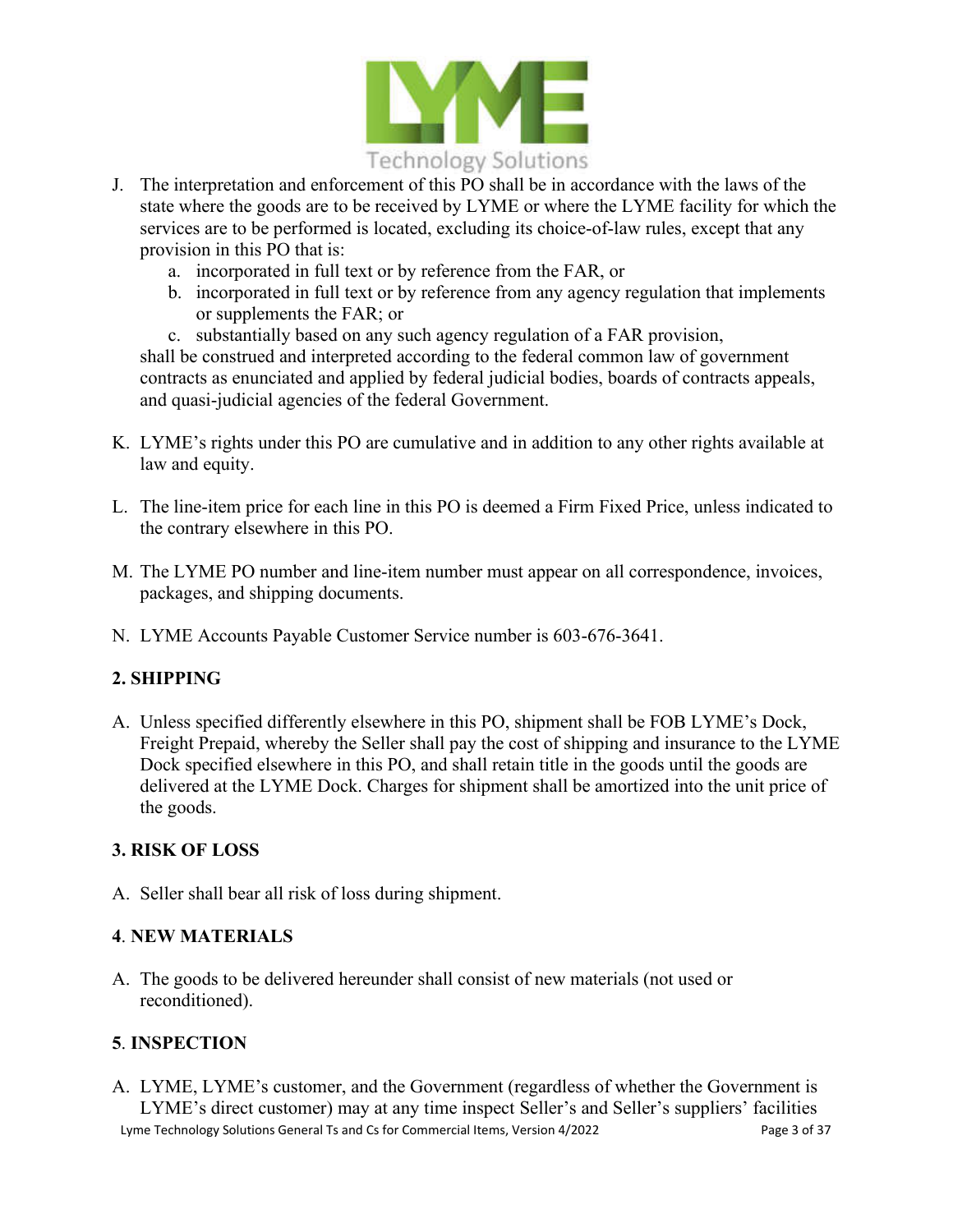J. The interpretation and enforcement of this PO shall be in accordance with the laws of the state where the goods are to be received by LYME or where the LYME facility for which the services are to be performed is located, excluding its choice-of-law rules, except that any provision in this PO that is:
   a. incorporated in full text or by reference from the FAR, or
   b. incorporated in full text or by reference from any agency regulation that implements or supplements the FAR; or
   c. substantially based on any such agency regulation of a FAR provision,

   shall be construed and interpreted according to the federal common law of government contracts as enunciated and applied by federal judicial bodies, boards of contracts appeals, and quasi-judicial agencies of the federal Government.

K. LYME's rights under this PO are cumulative and in addition to any other rights available at law and equity.

L. The line-item price for each line in this PO is deemed a Firm Fixed Price, unless indicated to the contrary elsewhere in this PO.

M. The LYME PO number and line-item number must appear on all correspondence, invoices, packages, and shipping documents.

N. LYME Accounts Payable Customer Service number is 603-676-3641.

## 2. SHIPPING

A. Unless specified differently elsewhere in this PO, shipment shall be FOB LYME's Dock, Freight Prepaid, whereby the Seller shall pay the cost of shipping and insurance to the LYME Dock specified elsewhere in this PO, and shall retain title in the goods until the goods are delivered at the LYME Dock. Charges for shipment shall be amortized into the unit price of the goods.

## 3. RISK OF LOSS

A. Seller shall bear all risk of loss during shipment.

## 4. NEW MATERIALS

A. The goods to be delivered hereunder shall consist of new materials (not used or reconditioned).

## 5. INSPECTION

A. LYME, LYME's customer, and the Government (regardless of whether the Government is LYME's direct customer) may at any time inspect Seller's and Seller's suppliers' facilities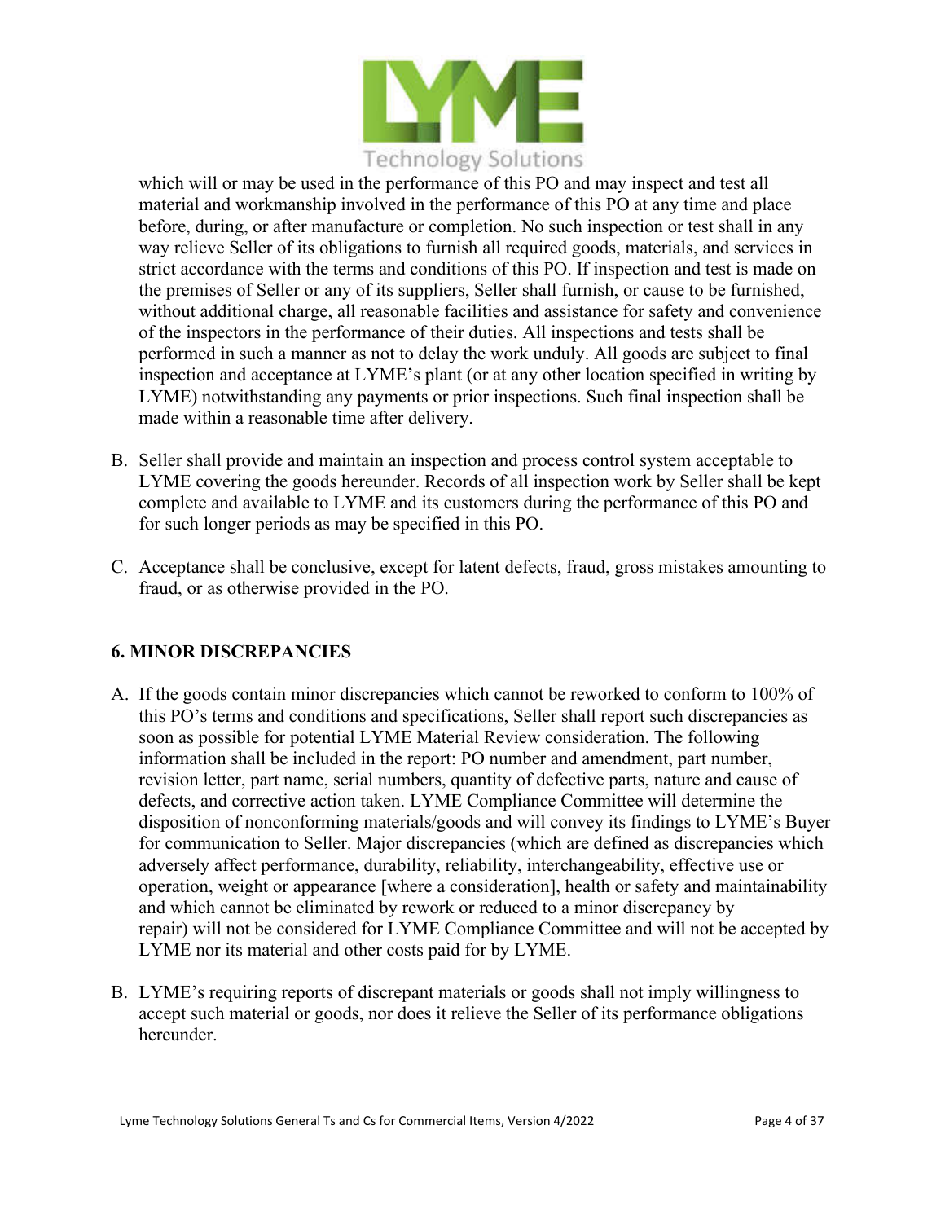which will or may be used in the performance of this PO and may inspect and test all material and workmanship involved in the performance of this PO at any time and place before, during, or after manufacture or completion. No such inspection or test shall in any way relieve Seller of its obligations to furnish all required goods, materials, and services in strict accordance with the terms and conditions of this PO. If inspection and test is made on the premises of Seller or any of its suppliers, Seller shall furnish, or cause to be furnished, without additional charge, all reasonable facilities and assistance for safety and convenience of the inspectors in the performance of their duties. All inspections and tests shall be performed in such a manner as not to delay the work unduly. All goods are subject to final inspection and acceptance at LYME's plant (or at any other location specified in writing by LYME) notwithstanding any payments or prior inspections. Such final inspection shall be made within a reasonable time after delivery.

B. Seller shall provide and maintain an inspection and process control system acceptable to LYME covering the goods hereunder. Records of all inspection work by Seller shall be kept complete and available to LYME and its customers during the performance of this PO and for such longer periods as may be specified in this PO.

C. Acceptance shall be conclusive, except for latent defects, fraud, gross mistakes amounting to fraud, or as otherwise provided in the PO.

## 6. MINOR DISCREPANCIES

A. If the goods contain minor discrepancies which cannot be reworked to conform to 100% of this PO's terms and conditions and specifications, Seller shall report such discrepancies as soon as possible for potential LYME Material Review consideration. The following information shall be included in the report: PO number and amendment, part number, revision letter, part name, serial numbers, quantity of defective parts, nature and cause of defects, and corrective action taken. LYME Compliance Committee will determine the disposition of nonconforming materials/goods and will convey its findings to LYME's Buyer for communication to Seller. Major discrepancies (which are defined as discrepancies which adversely affect performance, durability, reliability, interchangeability, effective use or operation, weight or appearance [where a consideration], health or safety and maintainability and which cannot be eliminated by rework or reduced to a minor discrepancy by repair) will not be considered for LYME Compliance Committee and will not be accepted by LYME nor its material and other costs paid for by LYME.

B. LYME's requiring reports of discrepant materials or goods shall not imply willingness to accept such material or goods, nor does it relieve the Seller of its performance obligations hereunder.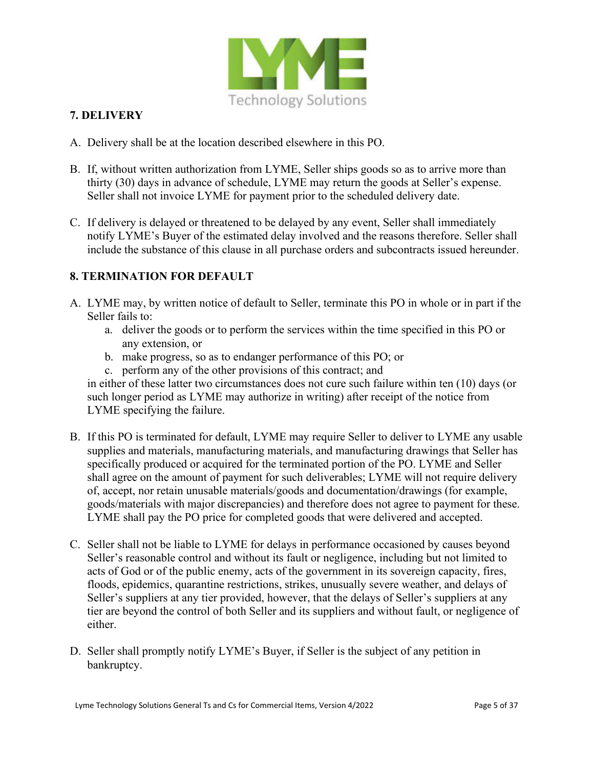## 7. DELIVERY

A. Delivery shall be at the location described elsewhere in this PO.

B. If, without written authorization from LYME, Seller ships goods so as to arrive more than thirty (30) days in advance of schedule, LYME may return the goods at Seller's expense. Seller shall not invoice LYME for payment prior to the scheduled delivery date.

C. If delivery is delayed or threatened to be delayed by any event, Seller shall immediately notify LYME's Buyer of the estimated delay involved and the reasons therefore. Seller shall include the substance of this clause in all purchase orders and subcontracts issued hereunder.

## 8. TERMINATION FOR DEFAULT

A. LYME may, by written notice of default to Seller, terminate this PO in whole or in part if the Seller fails to:

   a. deliver the goods or to perform the services within the time specified in this PO or any extension, or
   b. make progress, so as to endanger performance of this PO; or
   c. perform any of the other provisions of this contract; and

   in either of these latter two circumstances does not cure such failure within ten (10) days (or such longer period as LYME may authorize in writing) after receipt of the notice from LYME specifying the failure.

B. If this PO is terminated for default, LYME may require Seller to deliver to LYME any usable supplies and materials, manufacturing materials, and manufacturing drawings that Seller has specifically produced or acquired for the terminated portion of the PO. LYME and Seller shall agree on the amount of payment for such deliverables; LYME will not require delivery of, accept, nor retain unusable materials/goods and documentation/drawings (for example, goods/materials with major discrepancies) and therefore does not agree to payment for these. LYME shall pay the PO price for completed goods that were delivered and accepted.

C. Seller shall not be liable to LYME for delays in performance occasioned by causes beyond Seller's reasonable control and without its fault or negligence, including but not limited to acts of God or of the public enemy, acts of the government in its sovereign capacity, fires, floods, epidemics, quarantine restrictions, strikes, unusually severe weather, and delays of Seller's suppliers at any tier provided, however, that the delays of Seller's suppliers at any tier are beyond the control of both Seller and its suppliers and without fault, or negligence of either.

D. Seller shall promptly notify LYME's Buyer, if Seller is the subject of any petition in bankruptcy.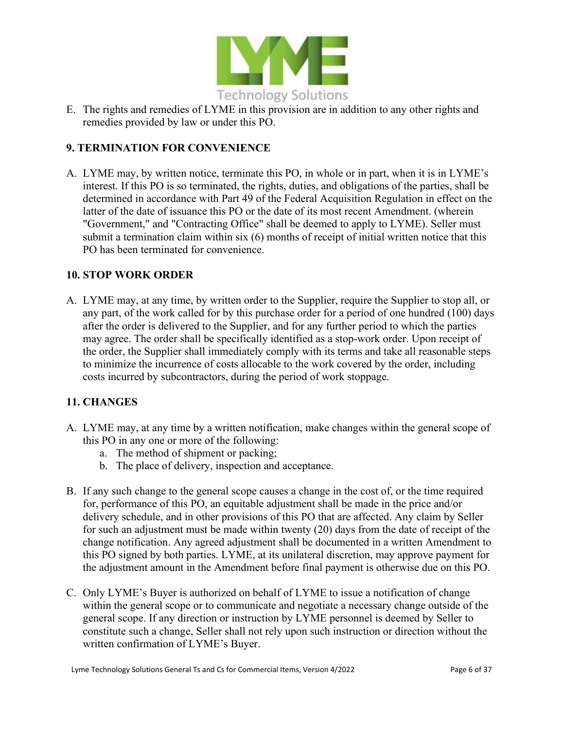E. The rights and remedies of LYME in this provision are in addition to any other rights and remedies provided by law or under this PO.

## 9. TERMINATION FOR CONVENIENCE

A. LYME may, by written notice, terminate this PO, in whole or in part, when it is in LYME's interest. If this PO is so terminated, the rights, duties, and obligations of the parties, shall be determined in accordance with Part 49 of the Federal Acquisition Regulation in effect on the latter of the date of issuance this PO or the date of its most recent Amendment. (wherein "Government," and "Contracting Office" shall be deemed to apply to LYME). Seller must submit a termination claim within six (6) months of receipt of initial written notice that this PO has been terminated for convenience.

## 10. STOP WORK ORDER

A. LYME may, at any time, by written order to the Supplier, require the Supplier to stop all, or any part, of the work called for by this purchase order for a period of one hundred (100) days after the order is delivered to the Supplier, and for any further period to which the parties may agree. The order shall be specifically identified as a stop-work order. Upon receipt of the order, the Supplier shall immediately comply with its terms and take all reasonable steps to minimize the incurrence of costs allocable to the work covered by the order, including costs incurred by subcontractors, during the period of work stoppage.

## 11. CHANGES

A. LYME may, at any time by a written notification, make changes within the general scope of this PO in any one or more of the following:
   a. The method of shipment or packing;
   b. The place of delivery, inspection and acceptance.

B. If any such change to the general scope causes a change in the cost of, or the time required for, performance of this PO, an equitable adjustment shall be made in the price and/or delivery schedule, and in other provisions of this PO that are affected. Any claim by Seller for such an adjustment must be made within twenty (20) days from the date of receipt of the change notification. Any agreed adjustment shall be documented in a written Amendment to this PO signed by both parties. LYME, at its unilateral discretion, may approve payment for the adjustment amount in the Amendment before final payment is otherwise due on this PO.

C. Only LYME's Buyer is authorized on behalf of LYME to issue a notification of change within the general scope or to communicate and negotiate a necessary change outside of the general scope. If any direction or instruction by LYME personnel is deemed by Seller to constitute such a change, Seller shall not rely upon such instruction or direction without the written confirmation of LYME's Buyer.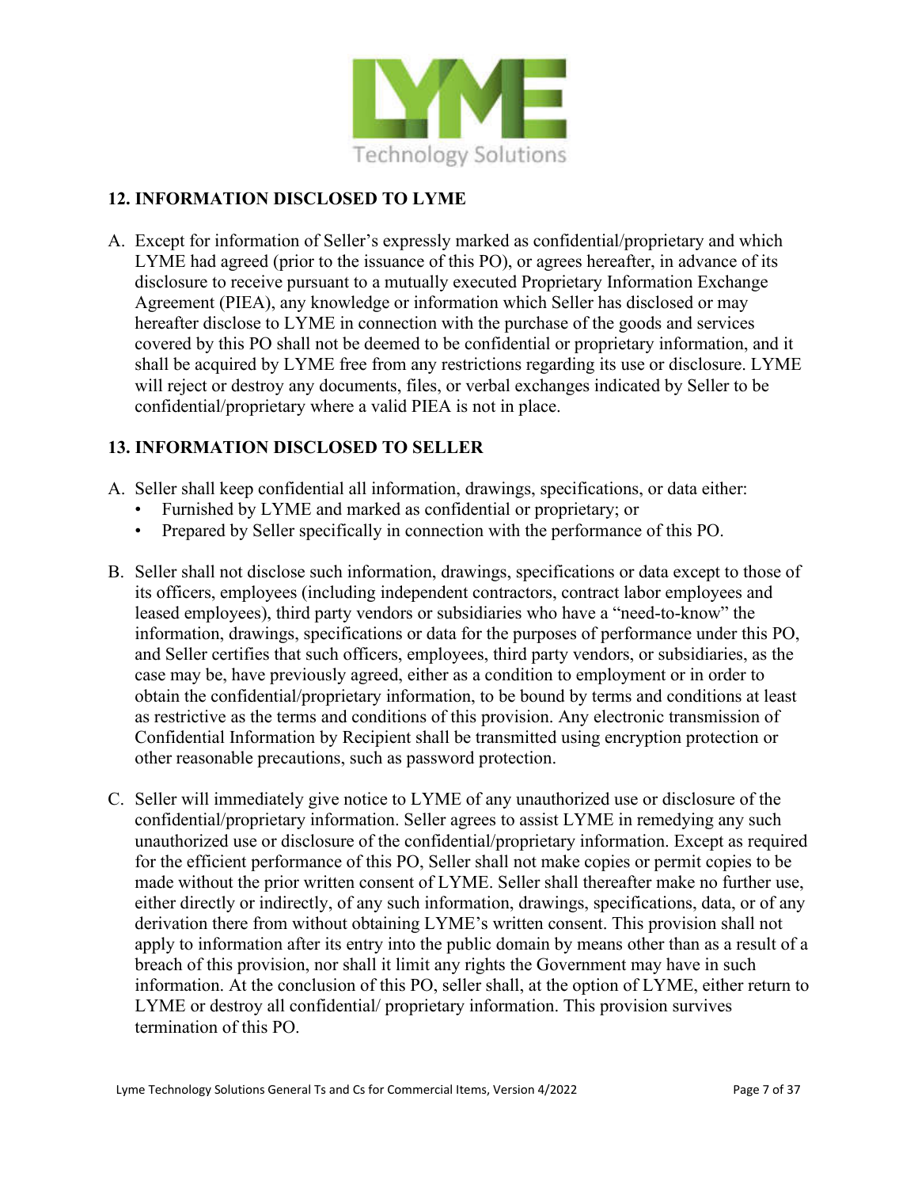## 12. INFORMATION DISCLOSED TO LYME

A. Except for information of Seller's expressly marked as confidential/proprietary and which LYME had agreed (prior to the issuance of this PO), or agrees hereafter, in advance of its disclosure to receive pursuant to a mutually executed Proprietary Information Exchange Agreement (PIEA), any knowledge or information which Seller has disclosed or may hereafter disclose to LYME in connection with the purchase of the goods and services covered by this PO shall not be deemed to be confidential or proprietary information, and it shall be acquired by LYME free from any restrictions regarding its use or disclosure. LYME will reject or destroy any documents, files, or verbal exchanges indicated by Seller to be confidential/proprietary where a valid PIEA is not in place.

## 13. INFORMATION DISCLOSED TO SELLER

A. Seller shall keep confidential all information, drawings, specifications, or data either:
   - Furnished by LYME and marked as confidential or proprietary; or
   - Prepared by Seller specifically in connection with the performance of this PO.

B. Seller shall not disclose such information, drawings, specifications or data except to those of its officers, employees (including independent contractors, contract labor employees and leased employees), third party vendors or subsidiaries who have a "need-to-know" the information, drawings, specifications or data for the purposes of performance under this PO, and Seller certifies that such officers, employees, third party vendors, or subsidiaries, as the case may be, have previously agreed, either as a condition to employment or in order to obtain the confidential/proprietary information, to be bound by terms and conditions at least as restrictive as the terms and conditions of this provision. Any electronic transmission of Confidential Information by Recipient shall be transmitted using encryption protection or other reasonable precautions, such as password protection.

C. Seller will immediately give notice to LYME of any unauthorized use or disclosure of the confidential/proprietary information. Seller agrees to assist LYME in remedying any such unauthorized use or disclosure of the confidential/proprietary information. Except as required for the efficient performance of this PO, Seller shall not make copies or permit copies to be made without the prior written consent of LYME. Seller shall thereafter make no further use, either directly or indirectly, of any such information, drawings, specifications, data, or of any derivation there from without obtaining LYME's written consent. This provision shall not apply to information after its entry into the public domain by means other than as a result of a breach of this provision, nor shall it limit any rights the Government may have in such information. At the conclusion of this PO, seller shall, at the option of LYME, either return to LYME or destroy all confidential/ proprietary information. This provision survives termination of this PO.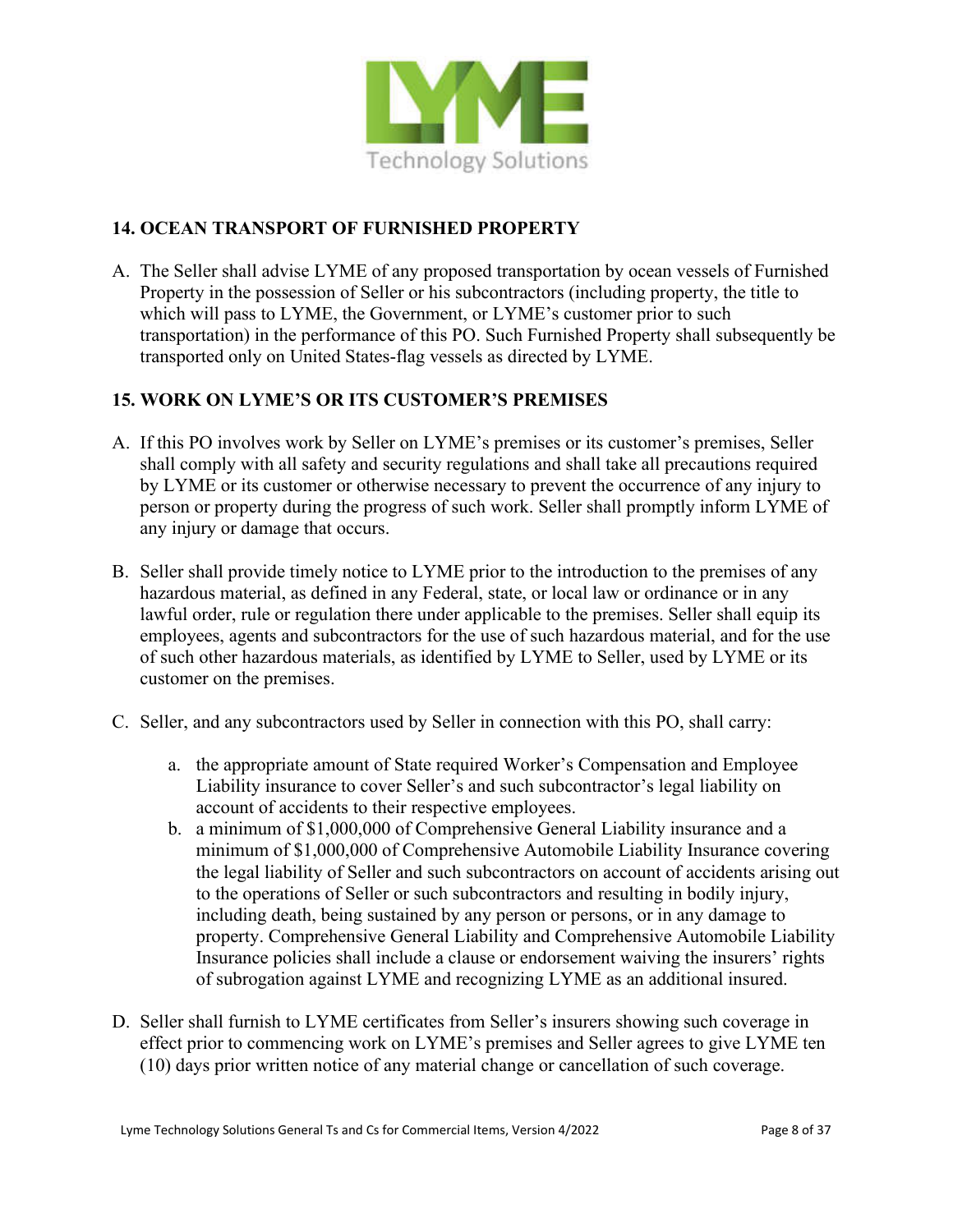## 14. OCEAN TRANSPORT OF FURNISHED PROPERTY

A. The Seller shall advise LYME of any proposed transportation by ocean vessels of Furnished Property in the possession of Seller or his subcontractors (including property, the title to which will pass to LYME, the Government, or LYME's customer prior to such transportation) in the performance of this PO. Such Furnished Property shall subsequently be transported only on United States-flag vessels as directed by LYME.

## 15. WORK ON LYME'S OR ITS CUSTOMER'S PREMISES

A. If this PO involves work by Seller on LYME's premises or its customer's premises, Seller shall comply with all safety and security regulations and shall take all precautions required by LYME or its customer or otherwise necessary to prevent the occurrence of any injury to person or property during the progress of such work. Seller shall promptly inform LYME of any injury or damage that occurs.

B. Seller shall provide timely notice to LYME prior to the introduction to the premises of any hazardous material, as defined in any Federal, state, or local law or ordinance or in any lawful order, rule or regulation there under applicable to the premises. Seller shall equip its employees, agents and subcontractors for the use of such hazardous material, and for the use of such other hazardous materials, as identified by LYME to Seller, used by LYME or its customer on the premises.

C. Seller, and any subcontractors used by Seller in connection with this PO, shall carry:

   a. the appropriate amount of State required Worker's Compensation and Employee Liability insurance to cover Seller's and such subcontractor's legal liability on account of accidents to their respective employees.
   b. a minimum of $1,000,000 of Comprehensive General Liability insurance and a minimum of $1,000,000 of Comprehensive Automobile Liability Insurance covering the legal liability of Seller and such subcontractors on account of accidents arising out to the operations of Seller or such subcontractors and resulting in bodily injury, including death, being sustained by any person or persons, or in any damage to property. Comprehensive General Liability and Comprehensive Automobile Liability Insurance policies shall include a clause or endorsement waiving the insurers' rights of subrogation against LYME and recognizing LYME as an additional insured.

D. Seller shall furnish to LYME certificates from Seller's insurers showing such coverage in effect prior to commencing work on LYME's premises and Seller agrees to give LYME ten (10) days prior written notice of any material change or cancellation of such coverage.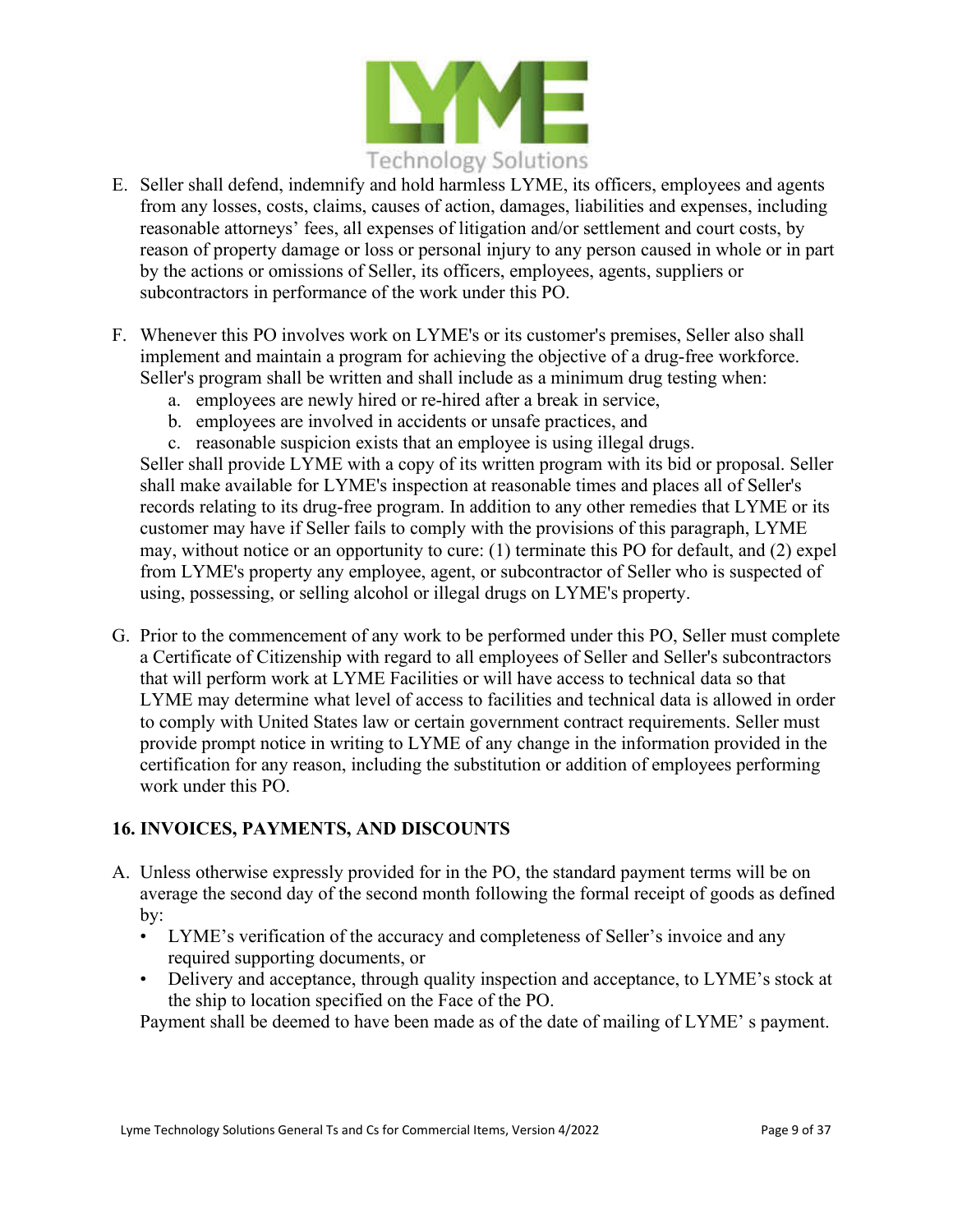E. Seller shall defend, indemnify and hold harmless LYME, its officers, employees and agents from any losses, costs, claims, causes of action, damages, liabilities and expenses, including reasonable attorneys' fees, all expenses of litigation and/or settlement and court costs, by reason of property damage or loss or personal injury to any person caused in whole or in part by the actions or omissions of Seller, its officers, employees, agents, suppliers or subcontractors in performance of the work under this PO.

F. Whenever this PO involves work on LYME's or its customer's premises, Seller also shall implement and maintain a program for achieving the objective of a drug-free workforce. Seller's program shall be written and shall include as a minimum drug testing when:
   a. employees are newly hired or re-hired after a break in service,
   b. employees are involved in accidents or unsafe practices, and
   c. reasonable suspicion exists that an employee is using illegal drugs.

   Seller shall provide LYME with a copy of its written program with its bid or proposal. Seller shall make available for LYME's inspection at reasonable times and places all of Seller's records relating to its drug-free program. In addition to any other remedies that LYME or its customer may have if Seller fails to comply with the provisions of this paragraph, LYME may, without notice or an opportunity to cure: (1) terminate this PO for default, and (2) expel from LYME's property any employee, agent, or subcontractor of Seller who is suspected of using, possessing, or selling alcohol or illegal drugs on LYME's property.

G. Prior to the commencement of any work to be performed under this PO, Seller must complete a Certificate of Citizenship with regard to all employees of Seller and Seller's subcontractors that will perform work at LYME Facilities or will have access to technical data so that LYME may determine what level of access to facilities and technical data is allowed in order to comply with United States law or certain government contract requirements. Seller must provide prompt notice in writing to LYME of any change in the information provided in the certification for any reason, including the substitution or addition of employees performing work under this PO.

## 16. INVOICES, PAYMENTS, AND DISCOUNTS

A. Unless otherwise expressly provided for in the PO, the standard payment terms will be on average the second day of the second month following the formal receipt of goods as defined by:
   - LYME's verification of the accuracy and completeness of Seller's invoice and any required supporting documents, or
   - Delivery and acceptance, through quality inspection and acceptance, to LYME's stock at the ship to location specified on the Face of the PO.

   Payment shall be deemed to have been made as of the date of mailing of LYME' s payment.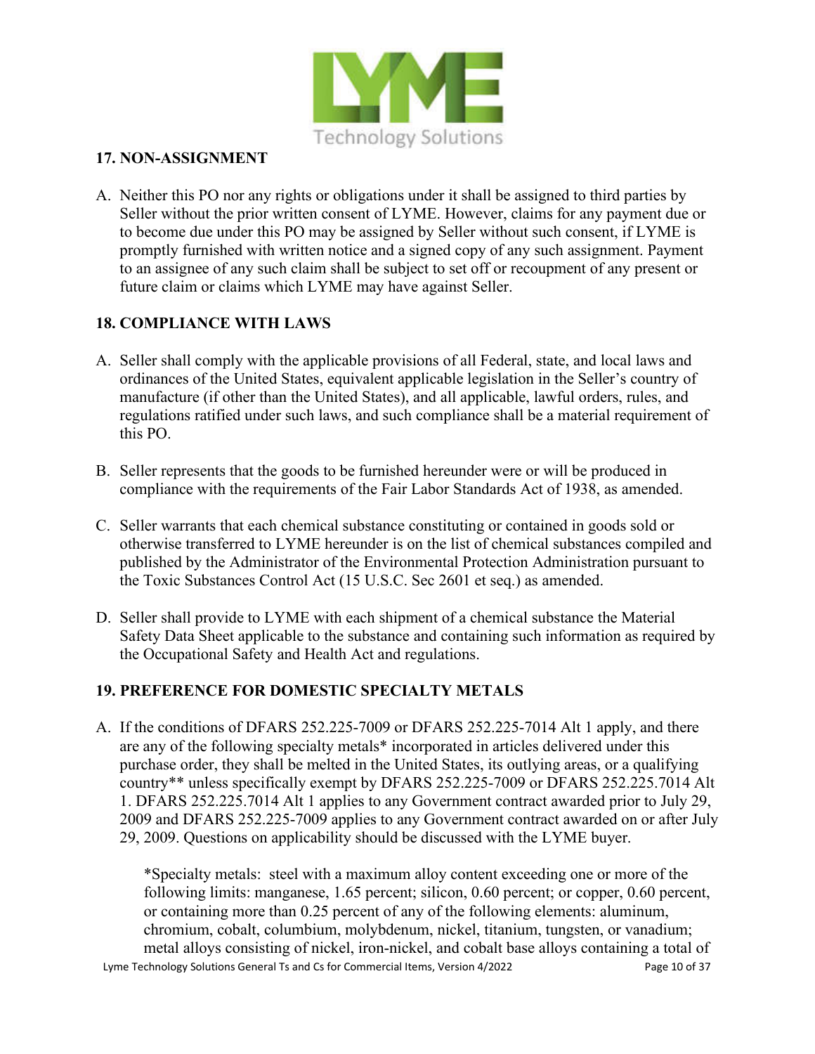## 17. NON-ASSIGNMENT

A. Neither this PO nor any rights or obligations under it shall be assigned to third parties by Seller without the prior written consent of LYME. However, claims for any payment due or to become due under this PO may be assigned by Seller without such consent, if LYME is promptly furnished with written notice and a signed copy of any such assignment. Payment to an assignee of any such claim shall be subject to set off or recoupment of any present or future claim or claims which LYME may have against Seller.

## 18. COMPLIANCE WITH LAWS

A. Seller shall comply with the applicable provisions of all Federal, state, and local laws and ordinances of the United States, equivalent applicable legislation in the Seller's country of manufacture (if other than the United States), and all applicable, lawful orders, rules, and regulations ratified under such laws, and such compliance shall be a material requirement of this PO.

B. Seller represents that the goods to be furnished hereunder were or will be produced in compliance with the requirements of the Fair Labor Standards Act of 1938, as amended.

C. Seller warrants that each chemical substance constituting or contained in goods sold or otherwise transferred to LYME hereunder is on the list of chemical substances compiled and published by the Administrator of the Environmental Protection Administration pursuant to the Toxic Substances Control Act (15 U.S.C. Sec 2601 et seq.) as amended.

D. Seller shall provide to LYME with each shipment of a chemical substance the Material Safety Data Sheet applicable to the substance and containing such information as required by the Occupational Safety and Health Act and regulations.

## 19. PREFERENCE FOR DOMESTIC SPECIALTY METALS

A. If the conditions of DFARS 252.225-7009 or DFARS 252.225-7014 Alt 1 apply, and there are any of the following specialty metals* incorporated in articles delivered under this purchase order, they shall be melted in the United States, its outlying areas, or a qualifying country** unless specifically exempt by DFARS 252.225-7009 or DFARS 252.225.7014 Alt 1. DFARS 252.225.7014 Alt 1 applies to any Government contract awarded prior to July 29, 2009 and DFARS 252.225-7009 applies to any Government contract awarded on or after July 29, 2009. Questions on applicability should be discussed with the LYME buyer.

   *Specialty metals: steel with a maximum alloy content exceeding one or more of the following limits: manganese, 1.65 percent; silicon, 0.60 percent; or copper, 0.60 percent, or containing more than 0.25 percent of any of the following elements: aluminum, chromium, cobalt, columbium, molybdenum, nickel, titanium, tungsten, or vanadium; metal alloys consisting of nickel, iron-nickel, and cobalt base alloys containing a total of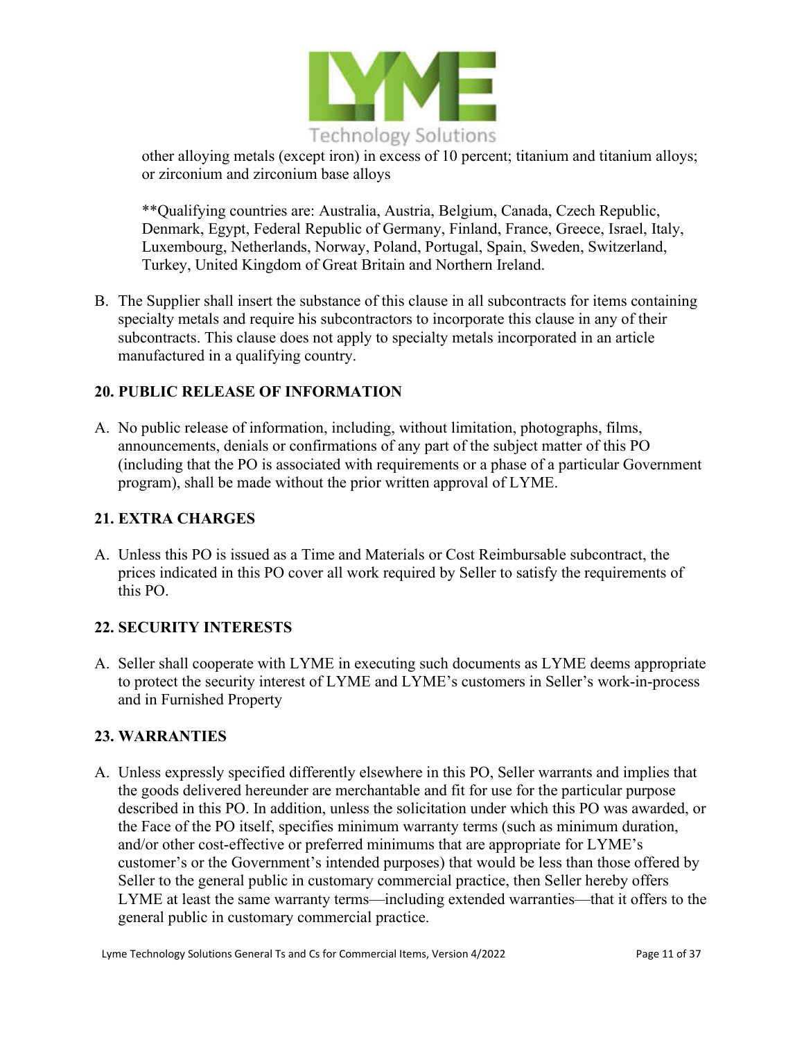other alloying metals (except iron) in excess of 10 percent; titanium and titanium alloys; or zirconium and zirconium base alloys

**Qualifying countries are: Australia, Austria, Belgium, Canada, Czech Republic, Denmark, Egypt, Federal Republic of Germany, Finland, France, Greece, Israel, Italy, Luxembourg, Netherlands, Norway, Poland, Portugal, Spain, Sweden, Switzerland, Turkey, United Kingdom of Great Britain and Northern Ireland.

B. The Supplier shall insert the substance of this clause in all subcontracts for items containing specialty metals and require his subcontractors to incorporate this clause in any of their subcontracts. This clause does not apply to specialty metals incorporated in an article manufactured in a qualifying country.

## 20. PUBLIC RELEASE OF INFORMATION

A. No public release of information, including, without limitation, photographs, films, announcements, denials or confirmations of any part of the subject matter of this PO (including that the PO is associated with requirements or a phase of a particular Government program), shall be made without the prior written approval of LYME.

## 21. EXTRA CHARGES

A. Unless this PO is issued as a Time and Materials or Cost Reimbursable subcontract, the prices indicated in this PO cover all work required by Seller to satisfy the requirements of this PO.

## 22. SECURITY INTERESTS

A. Seller shall cooperate with LYME in executing such documents as LYME deems appropriate to protect the security interest of LYME and LYME's customers in Seller's work-in-process and in Furnished Property

## 23. WARRANTIES

A. Unless expressly specified differently elsewhere in this PO, Seller warrants and implies that the goods delivered hereunder are merchantable and fit for use for the particular purpose described in this PO. In addition, unless the solicitation under which this PO was awarded, or the Face of the PO itself, specifies minimum warranty terms (such as minimum duration, and/or other cost-effective or preferred minimums that are appropriate for LYME's customer's or the Government's intended purposes) that would be less than those offered by Seller to the general public in customary commercial practice, then Seller hereby offers LYME at least the same warranty terms—including extended warranties—that it offers to the general public in customary commercial practice.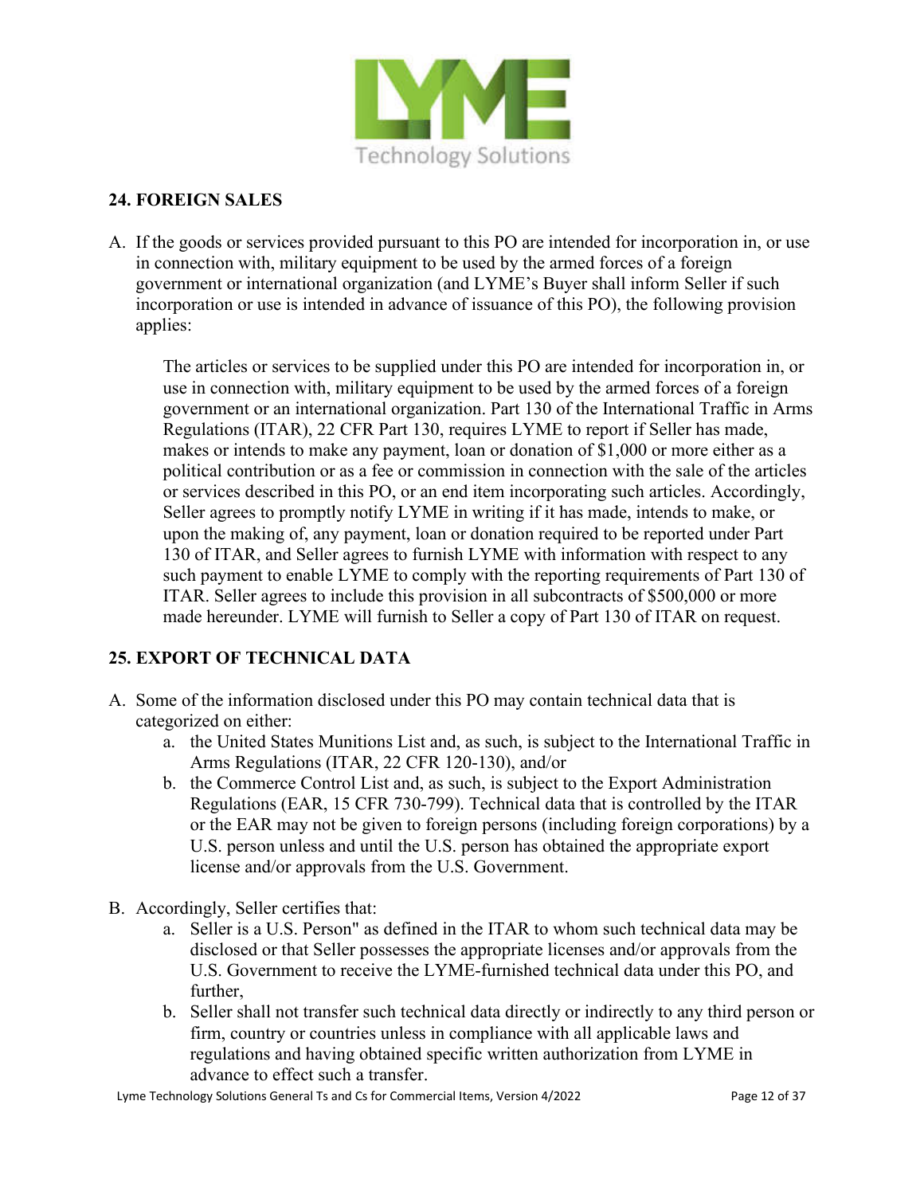## 24. FOREIGN SALES

A. If the goods or services provided pursuant to this PO are intended for incorporation in, or use in connection with, military equipment to be used by the armed forces of a foreign government or international organization (and LYME's Buyer shall inform Seller if such incorporation or use is intended in advance of issuance of this PO), the following provision applies:

   The articles or services to be supplied under this PO are intended for incorporation in, or use in connection with, military equipment to be used by the armed forces of a foreign government or an international organization. Part 130 of the International Traffic in Arms Regulations (ITAR), 22 CFR Part 130, requires LYME to report if Seller has made, makes or intends to make any payment, loan or donation of $1,000 or more either as a political contribution or as a fee or commission in connection with the sale of the articles or services described in this PO, or an end item incorporating such articles. Accordingly, Seller agrees to promptly notify LYME in writing if it has made, intends to make, or upon the making of, any payment, loan or donation required to be reported under Part 130 of ITAR, and Seller agrees to furnish LYME with information with respect to any such payment to enable LYME to comply with the reporting requirements of Part 130 of ITAR. Seller agrees to include this provision in all subcontracts of $500,000 or more made hereunder. LYME will furnish to Seller a copy of Part 130 of ITAR on request.

## 25. EXPORT OF TECHNICAL DATA

A. Some of the information disclosed under this PO may contain technical data that is categorized on either:
   a. the United States Munitions List and, as such, is subject to the International Traffic in Arms Regulations (ITAR, 22 CFR 120-130), and/or
   b. the Commerce Control List and, as such, is subject to the Export Administration Regulations (EAR, 15 CFR 730-799). Technical data that is controlled by the ITAR or the EAR may not be given to foreign persons (including foreign corporations) by a U.S. person unless and until the U.S. person has obtained the appropriate export license and/or approvals from the U.S. Government.

B. Accordingly, Seller certifies that:
   a. Seller is a U.S. Person" as defined in the ITAR to whom such technical data may be disclosed or that Seller possesses the appropriate licenses and/or approvals from the U.S. Government to receive the LYME-furnished technical data under this PO, and further,
   b. Seller shall not transfer such technical data directly or indirectly to any third person or firm, country or countries unless in compliance with all applicable laws and regulations and having obtained specific written authorization from LYME in advance to effect such a transfer.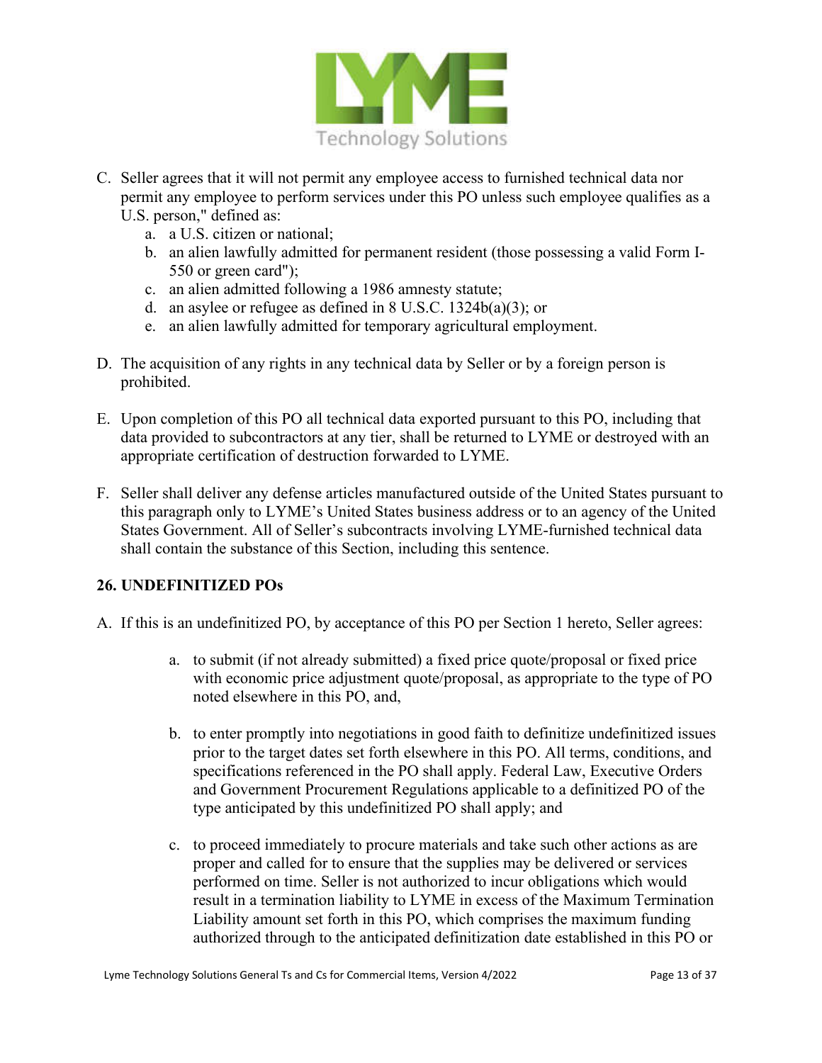C. Seller agrees that it will not permit any employee access to furnished technical data nor permit any employee to perform services under this PO unless such employee qualifies as a U.S. person," defined as:
   a. a U.S. citizen or national;
   b. an alien lawfully admitted for permanent resident (those possessing a valid Form I-550 or green card");
   c. an alien admitted following a 1986 amnesty statute;
   d. an asylee or refugee as defined in 8 U.S.C. 1324b(a)(3); or
   e. an alien lawfully admitted for temporary agricultural employment.

D. The acquisition of any rights in any technical data by Seller or by a foreign person is prohibited.

E. Upon completion of this PO all technical data exported pursuant to this PO, including that data provided to subcontractors at any tier, shall be returned to LYME or destroyed with an appropriate certification of destruction forwarded to LYME.

F. Seller shall deliver any defense articles manufactured outside of the United States pursuant to this paragraph only to LYME's United States business address or to an agency of the United States Government. All of Seller's subcontracts involving LYME-furnished technical data shall contain the substance of this Section, including this sentence.

## 26. UNDEFINITIZED POs

A. If this is an undefinitized PO, by acceptance of this PO per Section 1 hereto, Seller agrees:

   a. to submit (if not already submitted) a fixed price quote/proposal or fixed price with economic price adjustment quote/proposal, as appropriate to the type of PO noted elsewhere in this PO, and,

   b. to enter promptly into negotiations in good faith to definitize undefinitized issues prior to the target dates set forth elsewhere in this PO. All terms, conditions, and specifications referenced in the PO shall apply. Federal Law, Executive Orders and Government Procurement Regulations applicable to a definitized PO of the type anticipated by this undefinitized PO shall apply; and

   c. to proceed immediately to procure materials and take such other actions as are proper and called for to ensure that the supplies may be delivered or services performed on time. Seller is not authorized to incur obligations which would result in a termination liability to LYME in excess of the Maximum Termination Liability amount set forth in this PO, which comprises the maximum funding authorized through to the anticipated definitization date established in this PO or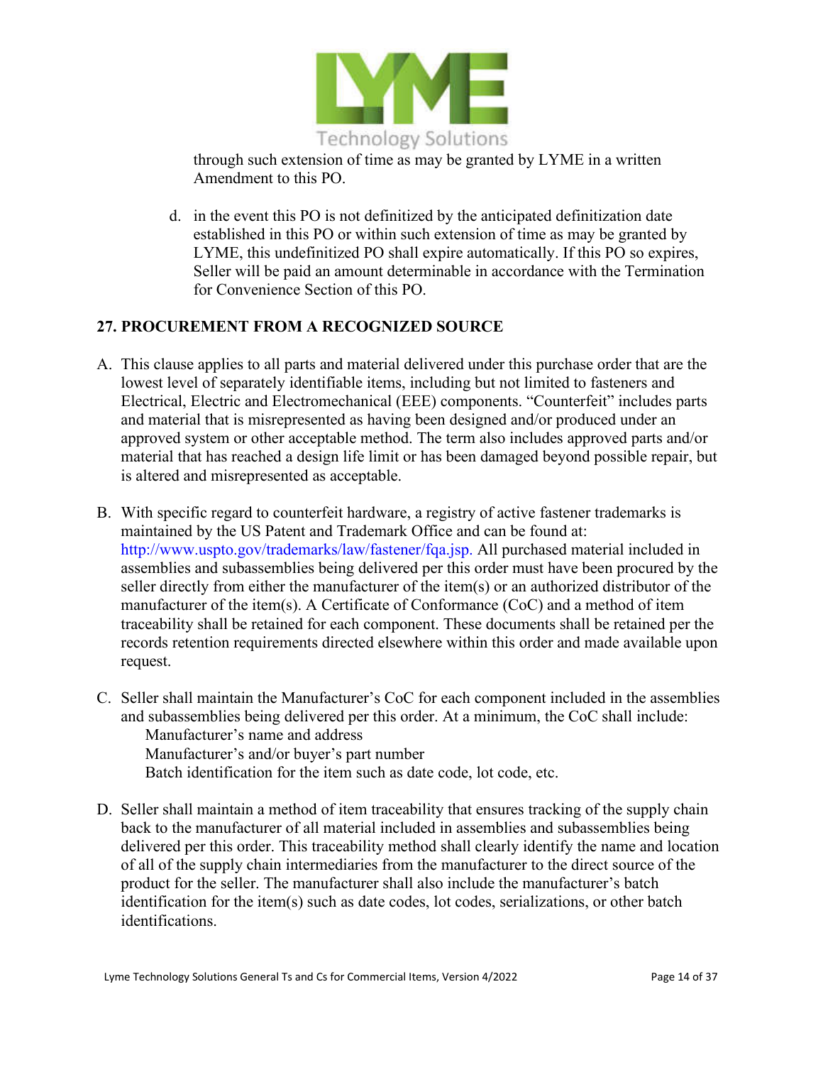through such extension of time as may be granted by LYME in a written Amendment to this PO.

d. in the event this PO is not definitized by the anticipated definitization date established in this PO or within such extension of time as may be granted by LYME, this undefinitized PO shall expire automatically. If this PO so expires, Seller will be paid an amount determinable in accordance with the Termination for Convenience Section of this PO.

## 27. PROCUREMENT FROM A RECOGNIZED SOURCE

A. This clause applies to all parts and material delivered under this purchase order that are the lowest level of separately identifiable items, including but not limited to fasteners and Electrical, Electric and Electromechanical (EEE) components. "Counterfeit" includes parts and material that is misrepresented as having been designed and/or produced under an approved system or other acceptable method. The term also includes approved parts and/or material that has reached a design life limit or has been damaged beyond possible repair, but is altered and misrepresented as acceptable.

B. With specific regard to counterfeit hardware, a registry of active fastener trademarks is maintained by the US Patent and Trademark Office and can be found at: http://www.uspto.gov/trademarks/law/fastener/fqa.jsp. All purchased material included in assemblies and subassemblies being delivered per this order must have been procured by the seller directly from either the manufacturer of the item(s) or an authorized distributor of the manufacturer of the item(s). A Certificate of Conformance (CoC) and a method of item traceability shall be retained for each component. These documents shall be retained per the records retention requirements directed elsewhere within this order and made available upon request.

C. Seller shall maintain the Manufacturer's CoC for each component included in the assemblies and subassemblies being delivered per this order. At a minimum, the CoC shall include:
   - Manufacturer's name and address
   - Manufacturer's and/or buyer's part number
   - Batch identification for the item such as date code, lot code, etc.

D. Seller shall maintain a method of item traceability that ensures tracking of the supply chain back to the manufacturer of all material included in assemblies and subassemblies being delivered per this order. This traceability method shall clearly identify the name and location of all of the supply chain intermediaries from the manufacturer to the direct source of the product for the seller. The manufacturer shall also include the manufacturer's batch identification for the item(s) such as date codes, lot codes, serializations, or other batch identifications.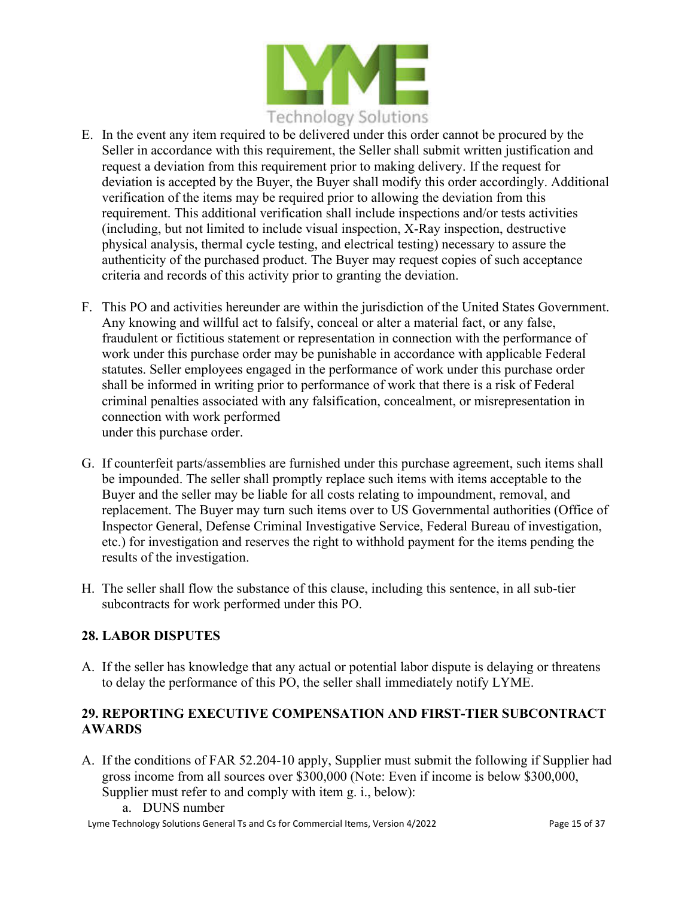E. In the event any item required to be delivered under this order cannot be procured by the Seller in accordance with this requirement, the Seller shall submit written justification and request a deviation from this requirement prior to making delivery. If the request for deviation is accepted by the Buyer, the Buyer shall modify this order accordingly. Additional verification of the items may be required prior to allowing the deviation from this requirement. This additional verification shall include inspections and/or tests activities (including, but not limited to include visual inspection, X-Ray inspection, destructive physical analysis, thermal cycle testing, and electrical testing) necessary to assure the authenticity of the purchased product. The Buyer may request copies of such acceptance criteria and records of this activity prior to granting the deviation.

F. This PO and activities hereunder are within the jurisdiction of the United States Government. Any knowing and willful act to falsify, conceal or alter a material fact, or any false, fraudulent or fictitious statement or representation in connection with the performance of work under this purchase order may be punishable in accordance with applicable Federal statutes. Seller employees engaged in the performance of work under this purchase order shall be informed in writing prior to performance of work that there is a risk of Federal criminal penalties associated with any falsification, concealment, or misrepresentation in connection with work performed under this purchase order.

G. If counterfeit parts/assemblies are furnished under this purchase agreement, such items shall be impounded. The seller shall promptly replace such items with items acceptable to the Buyer and the seller may be liable for all costs relating to impoundment, removal, and replacement. The Buyer may turn such items over to US Governmental authorities (Office of Inspector General, Defense Criminal Investigative Service, Federal Bureau of investigation, etc.) for investigation and reserves the right to withhold payment for the items pending the results of the investigation.

H. The seller shall flow the substance of this clause, including this sentence, in all sub-tier subcontracts for work performed under this PO.

## 28. LABOR DISPUTES

A. If the seller has knowledge that any actual or potential labor dispute is delaying or threatens to delay the performance of this PO, the seller shall immediately notify LYME.

## 29. REPORTING EXECUTIVE COMPENSATION AND FIRST-TIER SUBCONTRACT AWARDS

A. If the conditions of FAR 52.204-10 apply, Supplier must submit the following if Supplier had gross income from all sources over $300,000 (Note: Even if income is below $300,000, Supplier must refer to and comply with item g. i., below):
   a. DUNS number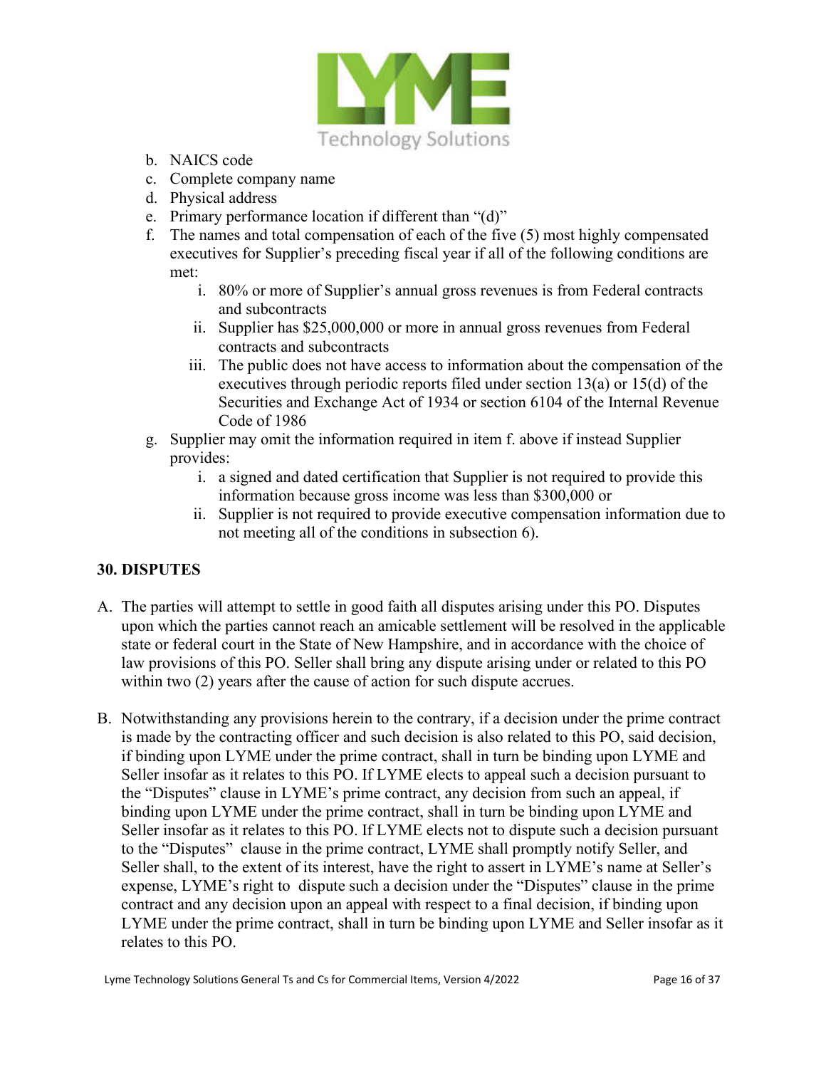b. NAICS code
c. Complete company name
d. Physical address
e. Primary performance location if different than "(d)"
f. The names and total compensation of each of the five (5) most highly compensated executives for Supplier's preceding fiscal year if all of the following conditions are met:
    i. 80% or more of Supplier's annual gross revenues is from Federal contracts and subcontracts
    ii. Supplier has $25,000,000 or more in annual gross revenues from Federal contracts and subcontracts
    iii. The public does not have access to information about the compensation of the executives through periodic reports filed under section 13(a) or 15(d) of the Securities and Exchange Act of 1934 or section 6104 of the Internal Revenue Code of 1986
g. Supplier may omit the information required in item f. above if instead Supplier provides:
    i. a signed and dated certification that Supplier is not required to provide this information because gross income was less than $300,000 or
    ii. Supplier is not required to provide executive compensation information due to not meeting all of the conditions in subsection 6).

## 30. DISPUTES

A. The parties will attempt to settle in good faith all disputes arising under this PO. Disputes upon which the parties cannot reach an amicable settlement will be resolved in the applicable state or federal court in the State of New Hampshire, and in accordance with the choice of law provisions of this PO. Seller shall bring any dispute arising under or related to this PO within two (2) years after the cause of action for such dispute accrues.

B. Notwithstanding any provisions herein to the contrary, if a decision under the prime contract is made by the contracting officer and such decision is also related to this PO, said decision, if binding upon LYME under the prime contract, shall in turn be binding upon LYME and Seller insofar as it relates to this PO. If LYME elects to appeal such a decision pursuant to the "Disputes" clause in LYME's prime contract, any decision from such an appeal, if binding upon LYME under the prime contract, shall in turn be binding upon LYME and Seller insofar as it relates to this PO. If LYME elects not to dispute such a decision pursuant to the "Disputes" clause in the prime contract, LYME shall promptly notify Seller, and Seller shall, to the extent of its interest, have the right to assert in LYME's name at Seller's expense, LYME's right to dispute such a decision under the "Disputes" clause in the prime contract and any decision upon an appeal with respect to a final decision, if binding upon LYME under the prime contract, shall in turn be binding upon LYME and Seller insofar as it relates to this PO.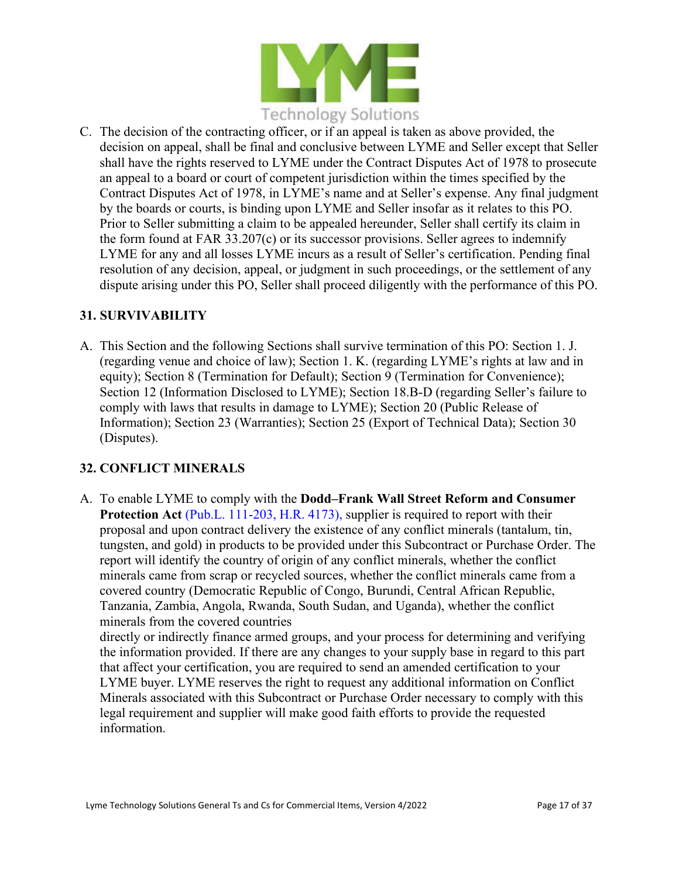C. The decision of the contracting officer, or if an appeal is taken as above provided, the decision on appeal, shall be final and conclusive between LYME and Seller except that Seller shall have the rights reserved to LYME under the Contract Disputes Act of 1978 to prosecute an appeal to a board or court of competent jurisdiction within the times specified by the Contract Disputes Act of 1978, in LYME's name and at Seller's expense. Any final judgment by the boards or courts, is binding upon LYME and Seller insofar as it relates to this PO. Prior to Seller submitting a claim to be appealed hereunder, Seller shall certify its claim in the form found at FAR 33.207(c) or its successor provisions. Seller agrees to indemnify LYME for any and all losses LYME incurs as a result of Seller's certification. Pending final resolution of any decision, appeal, or judgment in such proceedings, or the settlement of any dispute arising under this PO, Seller shall proceed diligently with the performance of this PO.

## 31. SURVIVABILITY

A. This Section and the following Sections shall survive termination of this PO: Section 1. J. (regarding venue and choice of law); Section 1. K. (regarding LYME's rights at law and in equity); Section 8 (Termination for Default); Section 9 (Termination for Convenience); Section 12 (Information Disclosed to LYME); Section 18.B-D (regarding Seller's failure to comply with laws that results in damage to LYME); Section 20 (Public Release of Information); Section 23 (Warranties); Section 25 (Export of Technical Data); Section 30 (Disputes).

## 32. CONFLICT MINERALS

A. To enable LYME to comply with the **Dodd–Frank Wall Street Reform and Consumer Protection Act** (Pub.L. 111-203, H.R. 4173), supplier is required to report with their proposal and upon contract delivery the existence of any conflict minerals (tantalum, tin, tungsten, and gold) in products to be provided under this Subcontract or Purchase Order. The report will identify the country of origin of any conflict minerals, whether the conflict minerals came from scrap or recycled sources, whether the conflict minerals came from a covered country (Democratic Republic of Congo, Burundi, Central African Republic, Tanzania, Zambia, Angola, Rwanda, South Sudan, and Uganda), whether the conflict minerals from the covered countries directly or indirectly finance armed groups, and your process for determining and verifying the information provided. If there are any changes to your supply base in regard to this part that affect your certification, you are required to send an amended certification to your LYME buyer. LYME reserves the right to request any additional information on Conflict Minerals associated with this Subcontract or Purchase Order necessary to comply with this legal requirement and supplier will make good faith efforts to provide the requested information.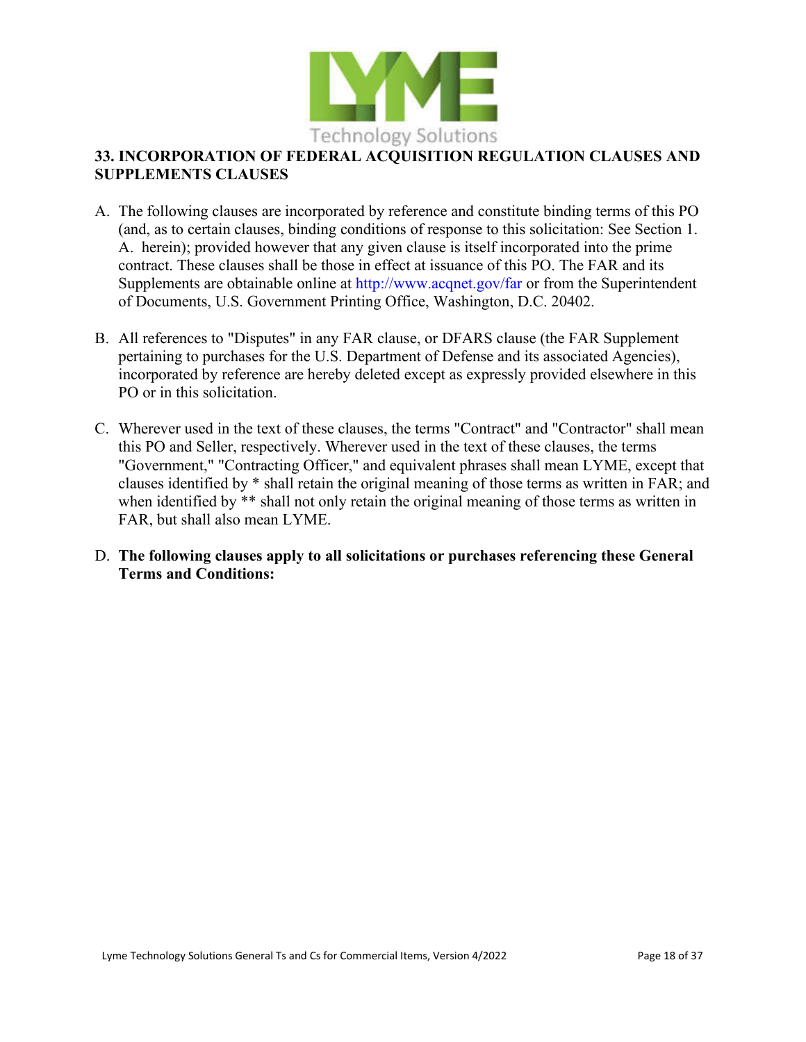## 33. INCORPORATION OF FEDERAL ACQUISITION REGULATION CLAUSES AND SUPPLEMENTS CLAUSES

A. The following clauses are incorporated by reference and constitute binding terms of this PO (and, as to certain clauses, binding conditions of response to this solicitation: See Section 1. A. herein); provided however that any given clause is itself incorporated into the prime contract. These clauses shall be those in effect at issuance of this PO. The FAR and its Supplements are obtainable online at http://www.acqnet.gov/far or from the Superintendent of Documents, U.S. Government Printing Office, Washington, D.C. 20402.

B. All references to "Disputes" in any FAR clause, or DFARS clause (the FAR Supplement pertaining to purchases for the U.S. Department of Defense and its associated Agencies), incorporated by reference are hereby deleted except as expressly provided elsewhere in this PO or in this solicitation.

C. Wherever used in the text of these clauses, the terms "Contract" and "Contractor" shall mean this PO and Seller, respectively. Wherever used in the text of these clauses, the terms "Government," "Contracting Officer," and equivalent phrases shall mean LYME, except that clauses identified by * shall retain the original meaning of those terms as written in FAR; and when identified by ** shall not only retain the original meaning of those terms as written in FAR, but shall also mean LYME.

D. **The following clauses apply to all solicitations or purchases referencing these General Terms and Conditions:**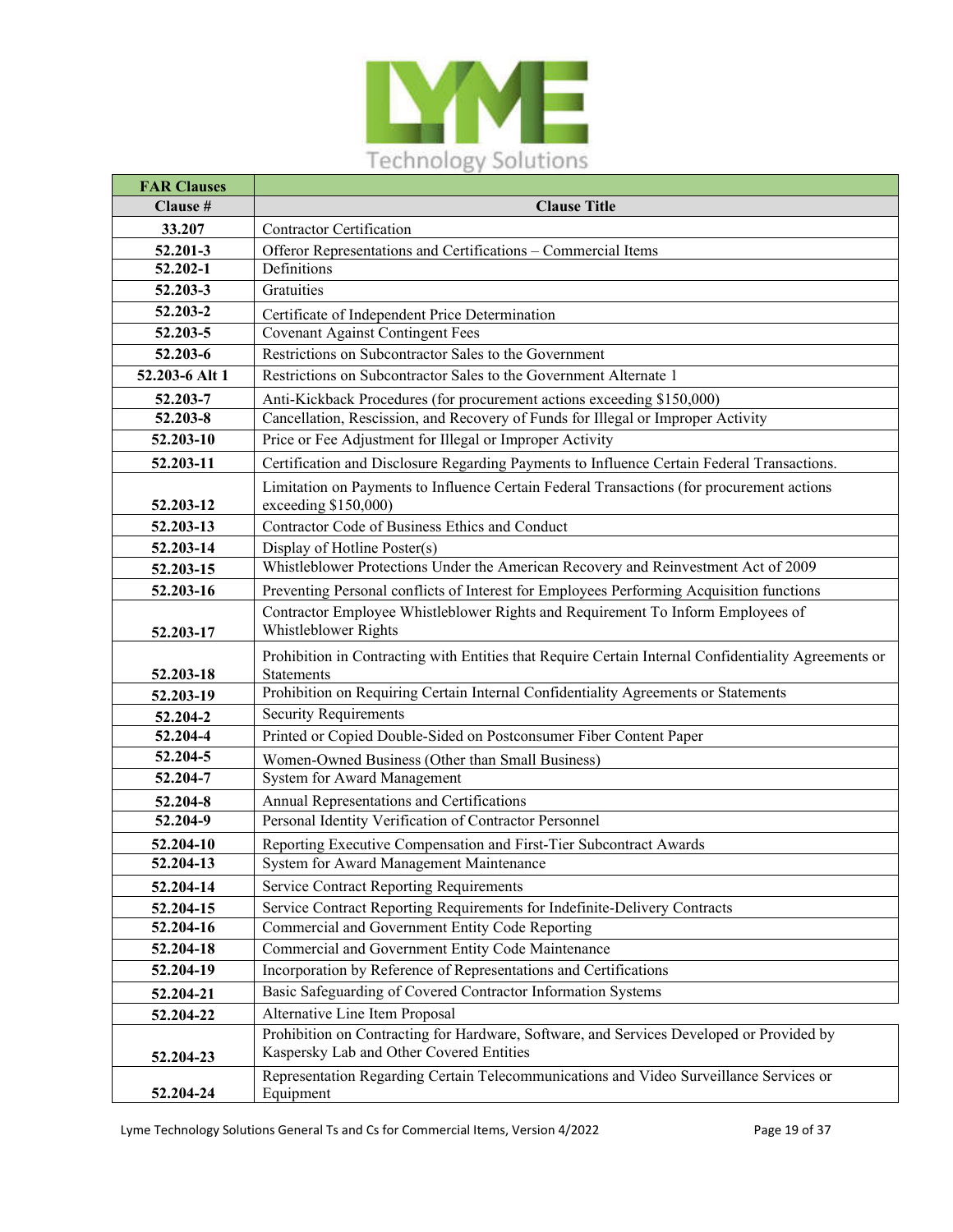| FAR Clauses | |
|---|---|
| **Clause #** | **Clause Title** |
| **33.207** | Contractor Certification |
| **52.201-3** | Offeror Representations and Certifications – Commercial Items |
| **52.202-1** | Definitions |
| **52.203-3** | Gratuities |
| **52.203-2** | Certificate of Independent Price Determination |
| **52.203-5** | Covenant Against Contingent Fees |
| **52.203-6** | Restrictions on Subcontractor Sales to the Government |
| **52.203-6 Alt 1** | Restrictions on Subcontractor Sales to the Government Alternate 1 |
| **52.203-7** | Anti-Kickback Procedures (for procurement actions exceeding $150,000) |
| **52.203-8** | Cancellation, Rescission, and Recovery of Funds for Illegal or Improper Activity |
| **52.203-10** | Price or Fee Adjustment for Illegal or Improper Activity |
| **52.203-11** | Certification and Disclosure Regarding Payments to Influence Certain Federal Transactions. |
| **52.203-12** | Limitation on Payments to Influence Certain Federal Transactions (for procurement actions exceeding $150,000) |
| **52.203-13** | Contractor Code of Business Ethics and Conduct |
| **52.203-14** | Display of Hotline Poster(s) |
| **52.203-15** | Whistleblower Protections Under the American Recovery and Reinvestment Act of 2009 |
| **52.203-16** | Preventing Personal conflicts of Interest for Employees Performing Acquisition functions |
| **52.203-17** | Contractor Employee Whistleblower Rights and Requirement To Inform Employees of Whistleblower Rights |
| **52.203-18** | Prohibition in Contracting with Entities that Require Certain Internal Confidentiality Agreements or Statements |
| **52.203-19** | Prohibition on Requiring Certain Internal Confidentiality Agreements or Statements |
| **52.204-2** | Security Requirements |
| **52.204-4** | Printed or Copied Double-Sided on Postconsumer Fiber Content Paper |
| **52.204-5** | Women-Owned Business (Other than Small Business) |
| **52.204-7** | System for Award Management |
| **52.204-8** | Annual Representations and Certifications |
| **52.204-9** | Personal Identity Verification of Contractor Personnel |
| **52.204-10** | Reporting Executive Compensation and First-Tier Subcontract Awards |
| **52.204-13** | System for Award Management Maintenance |
| **52.204-14** | Service Contract Reporting Requirements |
| **52.204-15** | Service Contract Reporting Requirements for Indefinite-Delivery Contracts |
| **52.204-16** | Commercial and Government Entity Code Reporting |
| **52.204-18** | Commercial and Government Entity Code Maintenance |
| **52.204-19** | Incorporation by Reference of Representations and Certifications |
| **52.204-21** | Basic Safeguarding of Covered Contractor Information Systems |
| **52.204-22** | Alternative Line Item Proposal |
| **52.204-23** | Prohibition on Contracting for Hardware, Software, and Services Developed or Provided by Kaspersky Lab and Other Covered Entities |
| **52.204-24** | Representation Regarding Certain Telecommunications and Video Surveillance Services or Equipment |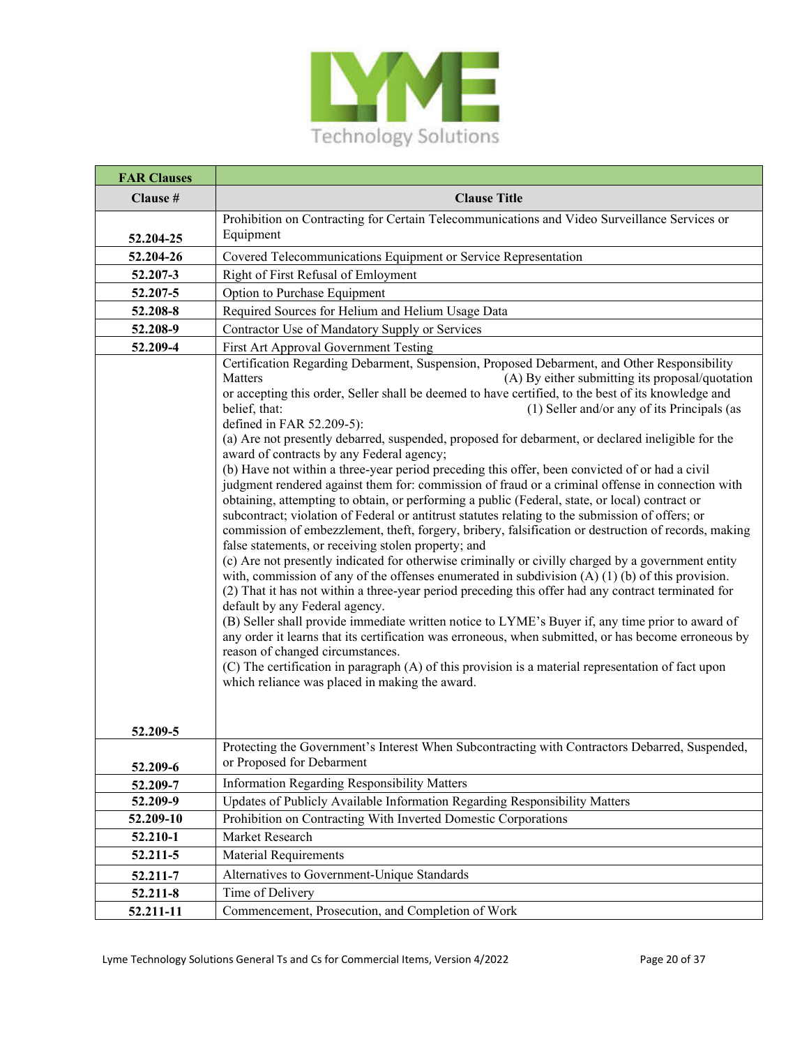| FAR Clauses | |
|---|---|
| **Clause #** | **Clause Title** |
| **52.204-25** | Prohibition on Contracting for Certain Telecommunications and Video Surveillance Services or Equipment |
| **52.204-26** | Covered Telecommunications Equipment or Service Representation |
| **52.207-3** | Right of First Refusal of Emloyment |
| **52.207-5** | Option to Purchase Equipment |
| **52.208-8** | Required Sources for Helium and Helium Usage Data |
| **52.208-9** | Contractor Use of Mandatory Supply or Services |
| **52.209-4** | First Art Approval Government Testing |
| **52.209-5** | Certification Regarding Debarment, Suspension, Proposed Debarment, and Other Responsibility Matters (A) By either submitting its proposal/quotation or accepting this order, Seller shall be deemed to have certified, to the best of its knowledge and belief, that: (1) Seller and/or any of its Principals (as defined in FAR 52.209-5):<br>(a) Are not presently debarred, suspended, proposed for debarment, or declared ineligible for the award of contracts by any Federal agency;<br>(b) Have not within a three-year period preceding this offer, been convicted of or had a civil judgment rendered against them for: commission of fraud or a criminal offense in connection with obtaining, attempting to obtain, or performing a public (Federal, state, or local) contract or subcontract; violation of Federal or antitrust statutes relating to the submission of offers; or commission of embezzlement, theft, forgery, bribery, falsification or destruction of records, making false statements, or receiving stolen property; and<br>(c) Are not presently indicated for otherwise criminally or civilly charged by a government entity with, commission of any of the offenses enumerated in subdivision (A) (1) (b) of this provision.<br>(2) That it has not within a three-year period preceding this offer had any contract terminated for default by any Federal agency.<br>(B) Seller shall provide immediate written notice to LYME's Buyer if, any time prior to award of any order it learns that its certification was erroneous, when submitted, or has become erroneous by reason of changed circumstances.<br>(C) The certification in paragraph (A) of this provision is a material representation of fact upon which reliance was placed in making the award. |
| **52.209-6** | Protecting the Government's Interest When Subcontracting with Contractors Debarred, Suspended, or Proposed for Debarment |
| **52.209-7** | Information Regarding Responsibility Matters |
| **52.209-9** | Updates of Publicly Available Information Regarding Responsibility Matters |
| **52.209-10** | Prohibition on Contracting With Inverted Domestic Corporations |
| **52.210-1** | Market Research |
| **52.211-5** | Material Requirements |
| **52.211-7** | Alternatives to Government-Unique Standards |
| **52.211-8** | Time of Delivery |
| **52.211-11** | Commencement, Prosecution, and Completion of Work |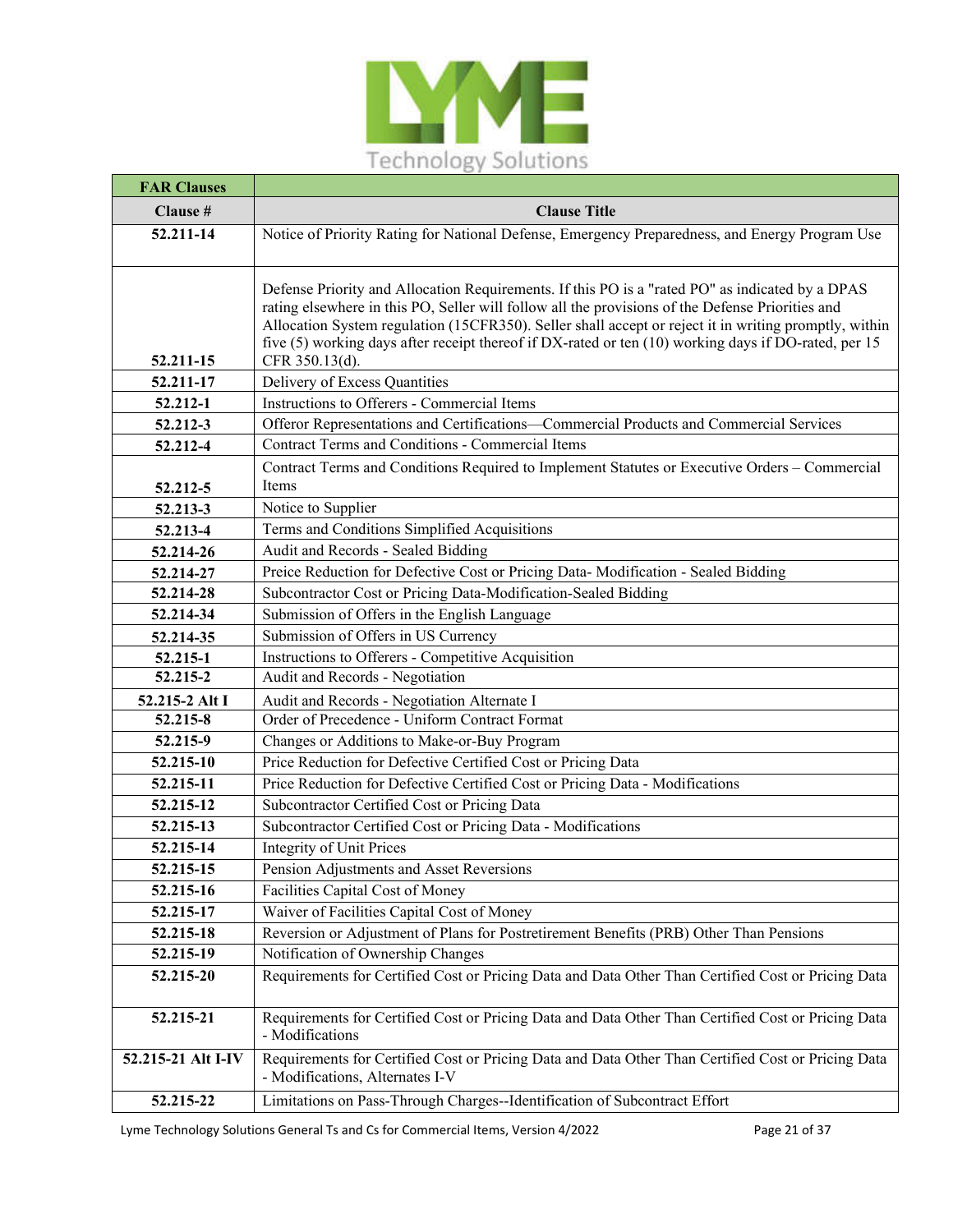| FAR Clauses | |
|---|---|
| **Clause #** | **Clause Title** |
| **52.211-14** | Notice of Priority Rating for National Defense, Emergency Preparedness, and Energy Program Use |
| **52.211-15** | Defense Priority and Allocation Requirements. If this PO is a "rated PO" as indicated by a DPAS rating elsewhere in this PO, Seller will follow all the provisions of the Defense Priorities and Allocation System regulation (15CFR350). Seller shall accept or reject it in writing promptly, within five (5) working days after receipt thereof if DX-rated or ten (10) working days if DO-rated, per 15 CFR 350.13(d). |
| **52.211-17** | Delivery of Excess Quantities |
| **52.212-1** | Instructions to Offerers - Commercial Items |
| **52.212-3** | Offeror Representations and Certifications—Commercial Products and Commercial Services |
| **52.212-4** | Contract Terms and Conditions - Commercial Items |
| **52.212-5** | Contract Terms and Conditions Required to Implement Statutes or Executive Orders – Commercial Items |
| **52.213-3** | Notice to Supplier |
| **52.213-4** | Terms and Conditions Simplified Acquisitions |
| **52.214-26** | Audit and Records - Sealed Bidding |
| **52.214-27** | Preice Reduction for Defective Cost or Pricing Data- Modification - Sealed Bidding |
| **52.214-28** | Subcontractor Cost or Pricing Data-Modification-Sealed Bidding |
| **52.214-34** | Submission of Offers in the English Language |
| **52.214-35** | Submission of Offers in US Currency |
| **52.215-1** | Instructions to Offerers - Competitive Acquisition |
| **52.215-2** | Audit and Records - Negotiation |
| **52.215-2 Alt I** | Audit and Records - Negotiation Alternate I |
| **52.215-8** | Order of Precedence - Uniform Contract Format |
| **52.215-9** | Changes or Additions to Make-or-Buy Program |
| **52.215-10** | Price Reduction for Defective Certified Cost or Pricing Data |
| **52.215-11** | Price Reduction for Defective Certified Cost or Pricing Data - Modifications |
| **52.215-12** | Subcontractor Certified Cost or Pricing Data |
| **52.215-13** | Subcontractor Certified Cost or Pricing Data - Modifications |
| **52.215-14** | Integrity of Unit Prices |
| **52.215-15** | Pension Adjustments and Asset Reversions |
| **52.215-16** | Facilities Capital Cost of Money |
| **52.215-17** | Waiver of Facilities Capital Cost of Money |
| **52.215-18** | Reversion or Adjustment of Plans for Postretirement Benefits (PRB) Other Than Pensions |
| **52.215-19** | Notification of Ownership Changes |
| **52.215-20** | Requirements for Certified Cost or Pricing Data and Data Other Than Certified Cost or Pricing Data |
| **52.215-21** | Requirements for Certified Cost or Pricing Data and Data Other Than Certified Cost or Pricing Data - Modifications |
| **52.215-21 Alt I-IV** | Requirements for Certified Cost or Pricing Data and Data Other Than Certified Cost or Pricing Data - Modifications, Alternates I-V |
| **52.215-22** | Limitations on Pass-Through Charges--Identification of Subcontract Effort |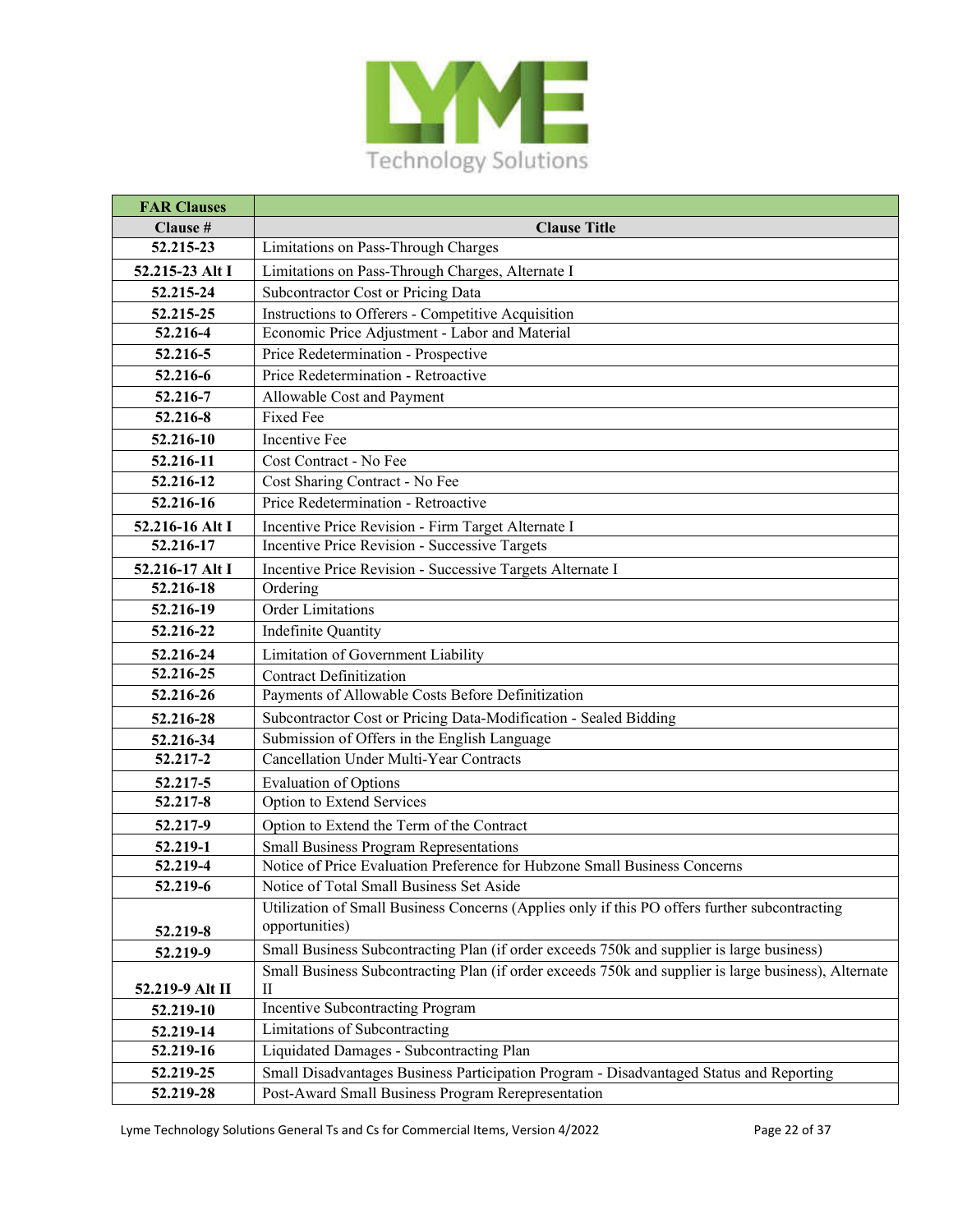| FAR Clauses | |
|---|---|
| **Clause #** | **Clause Title** |
| **52.215-23** | Limitations on Pass-Through Charges |
| **52.215-23 Alt I** | Limitations on Pass-Through Charges, Alternate I |
| **52.215-24** | Subcontractor Cost or Pricing Data |
| **52.215-25** | Instructions to Offerers - Competitive Acquisition |
| **52.216-4** | Economic Price Adjustment - Labor and Material |
| **52.216-5** | Price Redetermination - Prospective |
| **52.216-6** | Price Redetermination - Retroactive |
| **52.216-7** | Allowable Cost and Payment |
| **52.216-8** | Fixed Fee |
| **52.216-10** | Incentive Fee |
| **52.216-11** | Cost Contract - No Fee |
| **52.216-12** | Cost Sharing Contract - No Fee |
| **52.216-16** | Price Redetermination - Retroactive |
| **52.216-16 Alt I** | Incentive Price Revision - Firm Target Alternate I |
| **52.216-17** | Incentive Price Revision - Successive Targets |
| **52.216-17 Alt I** | Incentive Price Revision - Successive Targets Alternate I |
| **52.216-18** | Ordering |
| **52.216-19** | Order Limitations |
| **52.216-22** | Indefinite Quantity |
| **52.216-24** | Limitation of Government Liability |
| **52.216-25** | Contract Definitization |
| **52.216-26** | Payments of Allowable Costs Before Definitization |
| **52.216-28** | Subcontractor Cost or Pricing Data-Modification - Sealed Bidding |
| **52.216-34** | Submission of Offers in the English Language |
| **52.217-2** | Cancellation Under Multi-Year Contracts |
| **52.217-5** | Evaluation of Options |
| **52.217-8** | Option to Extend Services |
| **52.217-9** | Option to Extend the Term of the Contract |
| **52.219-1** | Small Business Program Representations |
| **52.219-4** | Notice of Price Evaluation Preference for Hubzone Small Business Concerns |
| **52.219-6** | Notice of Total Small Business Set Aside |
| **52.219-8** | Utilization of Small Business Concerns (Applies only if this PO offers further subcontracting opportunities) |
| **52.219-9** | Small Business Subcontracting Plan (if order exceeds 750k and supplier is large business) |
| **52.219-9 Alt II** | Small Business Subcontracting Plan (if order exceeds 750k and supplier is large business), Alternate II |
| **52.219-10** | Incentive Subcontracting Program |
| **52.219-14** | Limitations of Subcontracting |
| **52.219-16** | Liquidated Damages - Subcontracting Plan |
| **52.219-25** | Small Disadvantages Business Participation Program - Disadvantaged Status and Reporting |
| **52.219-28** | Post-Award Small Business Program Rerepresentation |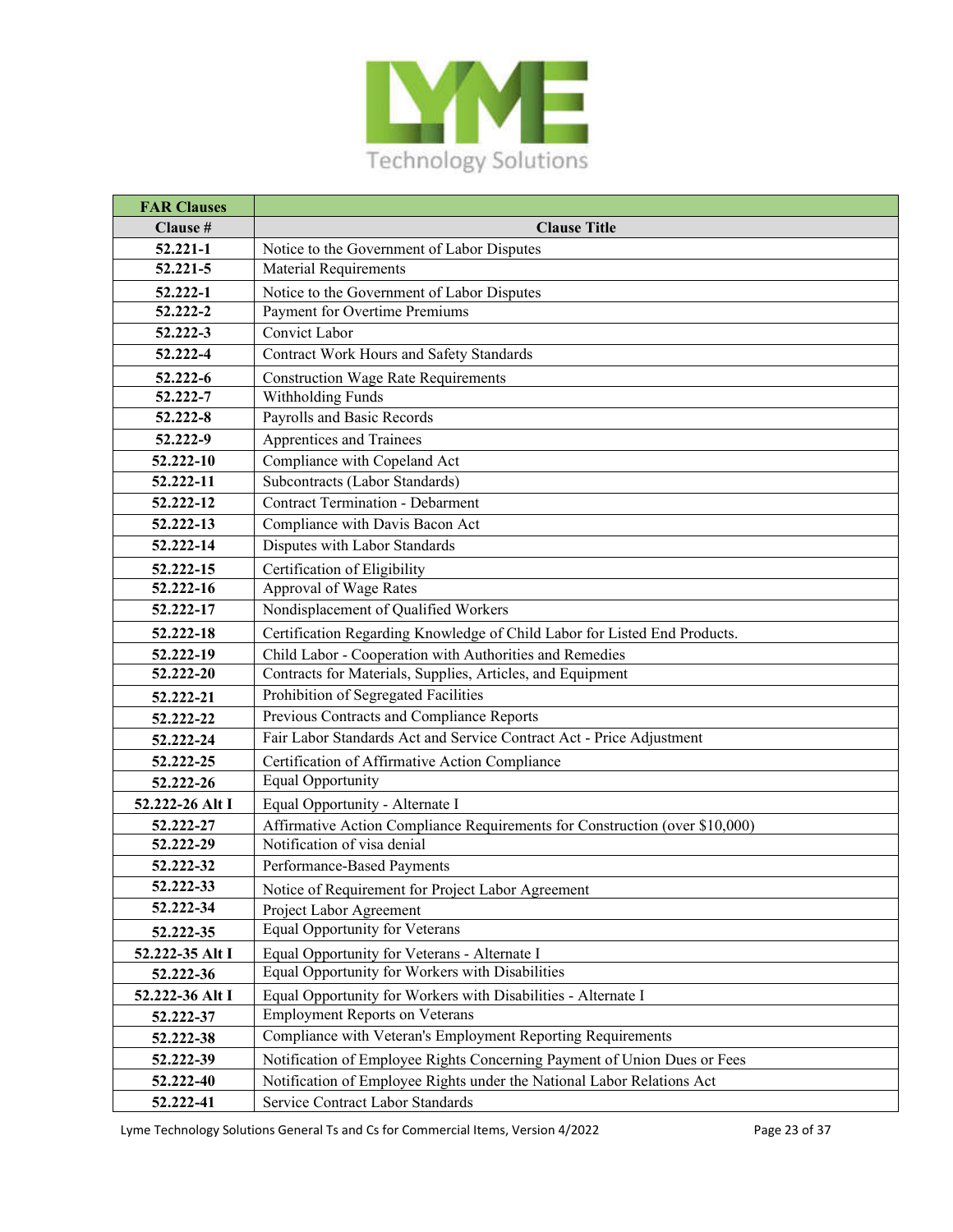| FAR Clauses | |
|---|---|
| **Clause #** | **Clause Title** |
| **52.221-1** | Notice to the Government of Labor Disputes |
| **52.221-5** | Material Requirements |
| **52.222-1** | Notice to the Government of Labor Disputes |
| **52.222-2** | Payment for Overtime Premiums |
| **52.222-3** | Convict Labor |
| **52.222-4** | Contract Work Hours and Safety Standards |
| **52.222-6** | Construction Wage Rate Requirements |
| **52.222-7** | Withholding Funds |
| **52.222-8** | Payrolls and Basic Records |
| **52.222-9** | Apprentices and Trainees |
| **52.222-10** | Compliance with Copeland Act |
| **52.222-11** | Subcontracts (Labor Standards) |
| **52.222-12** | Contract Termination - Debarment |
| **52.222-13** | Compliance with Davis Bacon Act |
| **52.222-14** | Disputes with Labor Standards |
| **52.222-15** | Certification of Eligibility |
| **52.222-16** | Approval of Wage Rates |
| **52.222-17** | Nondisplacement of Qualified Workers |
| **52.222-18** | Certification Regarding Knowledge of Child Labor for Listed End Products. |
| **52.222-19** | Child Labor - Cooperation with Authorities and Remedies |
| **52.222-20** | Contracts for Materials, Supplies, Articles, and Equipment |
| **52.222-21** | Prohibition of Segregated Facilities |
| **52.222-22** | Previous Contracts and Compliance Reports |
| **52.222-24** | Fair Labor Standards Act and Service Contract Act - Price Adjustment |
| **52.222-25** | Certification of Affirmative Action Compliance |
| **52.222-26** | Equal Opportunity |
| **52.222-26 Alt I** | Equal Opportunity - Alternate I |
| **52.222-27** | Affirmative Action Compliance Requirements for Construction (over $10,000) |
| **52.222-29** | Notification of visa denial |
| **52.222-32** | Performance-Based Payments |
| **52.222-33** | Notice of Requirement for Project Labor Agreement |
| **52.222-34** | Project Labor Agreement |
| **52.222-35** | Equal Opportunity for Veterans |
| **52.222-35 Alt I** | Equal Opportunity for Veterans - Alternate I |
| **52.222-36** | Equal Opportunity for Workers with Disabilities |
| **52.222-36 Alt I** | Equal Opportunity for Workers with Disabilities - Alternate I |
| **52.222-37** | Employment Reports on Veterans |
| **52.222-38** | Compliance with Veteran's Employment Reporting Requirements |
| **52.222-39** | Notification of Employee Rights Concerning Payment of Union Dues or Fees |
| **52.222-40** | Notification of Employee Rights under the National Labor Relations Act |
| **52.222-41** | Service Contract Labor Standards |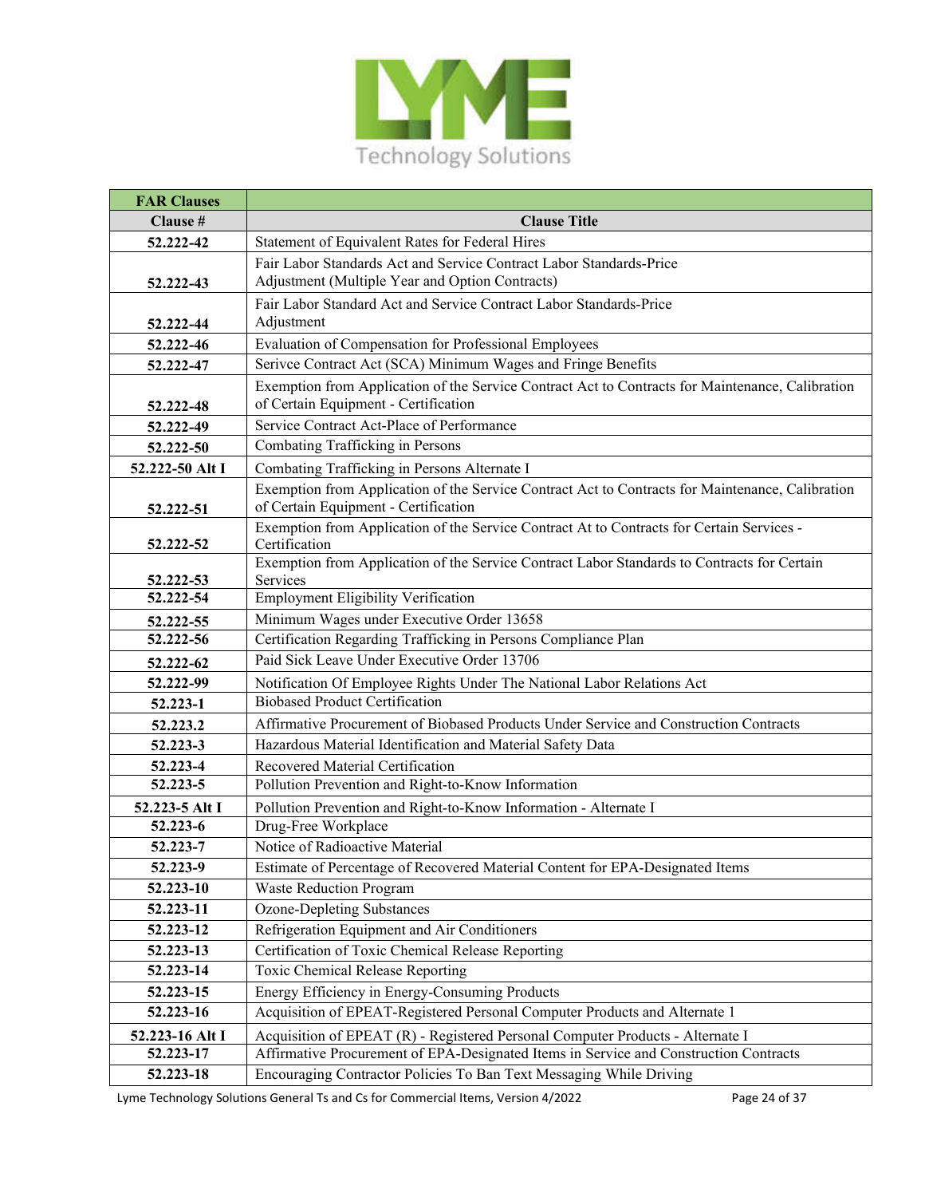| FAR Clauses | |
|---|---|
| **Clause #** | **Clause Title** |
| **52.222-42** | Statement of Equivalent Rates for Federal Hires |
| **52.222-43** | Fair Labor Standards Act and Service Contract Labor Standards-Price Adjustment (Multiple Year and Option Contracts) |
| **52.222-44** | Fair Labor Standard Act and Service Contract Labor Standards-Price Adjustment |
| **52.222-46** | Evaluation of Compensation for Professional Employees |
| **52.222-47** | Serivce Contract Act (SCA) Minimum Wages and Fringe Benefits |
| **52.222-48** | Exemption from Application of the Service Contract Act to Contracts for Maintenance, Calibration of Certain Equipment - Certification |
| **52.222-49** | Service Contract Act-Place of Performance |
| **52.222-50** | Combating Trafficking in Persons |
| **52.222-50 Alt I** | Combating Trafficking in Persons Alternate I |
| **52.222-51** | Exemption from Application of the Service Contract Act to Contracts for Maintenance, Calibration of Certain Equipment - Certification |
| **52.222-52** | Exemption from Application of the Service Contract At to Contracts for Certain Services - Certification |
| **52.222-53** | Exemption from Application of the Service Contract Labor Standards to Contracts for Certain Services |
| **52.222-54** | Employment Eligibility Verification |
| **52.222-55** | Minimum Wages under Executive Order 13658 |
| **52.222-56** | Certification Regarding Trafficking in Persons Compliance Plan |
| **52.222-62** | Paid Sick Leave Under Executive Order 13706 |
| **52.222-99** | Notification Of Employee Rights Under The National Labor Relations Act |
| **52.223-1** | Biobased Product Certification |
| **52.223.2** | Affirmative Procurement of Biobased Products Under Service and Construction Contracts |
| **52.223-3** | Hazardous Material Identification and Material Safety Data |
| **52.223-4** | Recovered Material Certification |
| **52.223-5** | Pollution Prevention and Right-to-Know Information |
| **52.223-5 Alt I** | Pollution Prevention and Right-to-Know Information - Alternate I |
| **52.223-6** | Drug-Free Workplace |
| **52.223-7** | Notice of Radioactive Material |
| **52.223-9** | Estimate of Percentage of Recovered Material Content for EPA-Designated Items |
| **52.223-10** | Waste Reduction Program |
| **52.223-11** | Ozone-Depleting Substances |
| **52.223-12** | Refrigeration Equipment and Air Conditioners |
| **52.223-13** | Certification of Toxic Chemical Release Reporting |
| **52.223-14** | Toxic Chemical Release Reporting |
| **52.223-15** | Energy Efficiency in Energy-Consuming Products |
| **52.223-16** | Acquisition of EPEAT-Registered Personal Computer Products and Alternate 1 |
| **52.223-16 Alt I** | Acquisition of EPEAT (R) - Registered Personal Computer Products - Alternate I |
| **52.223-17** | Affirmative Procurement of EPA-Designated Items in Service and Construction Contracts |
| **52.223-18** | Encouraging Contractor Policies To Ban Text Messaging While Driving |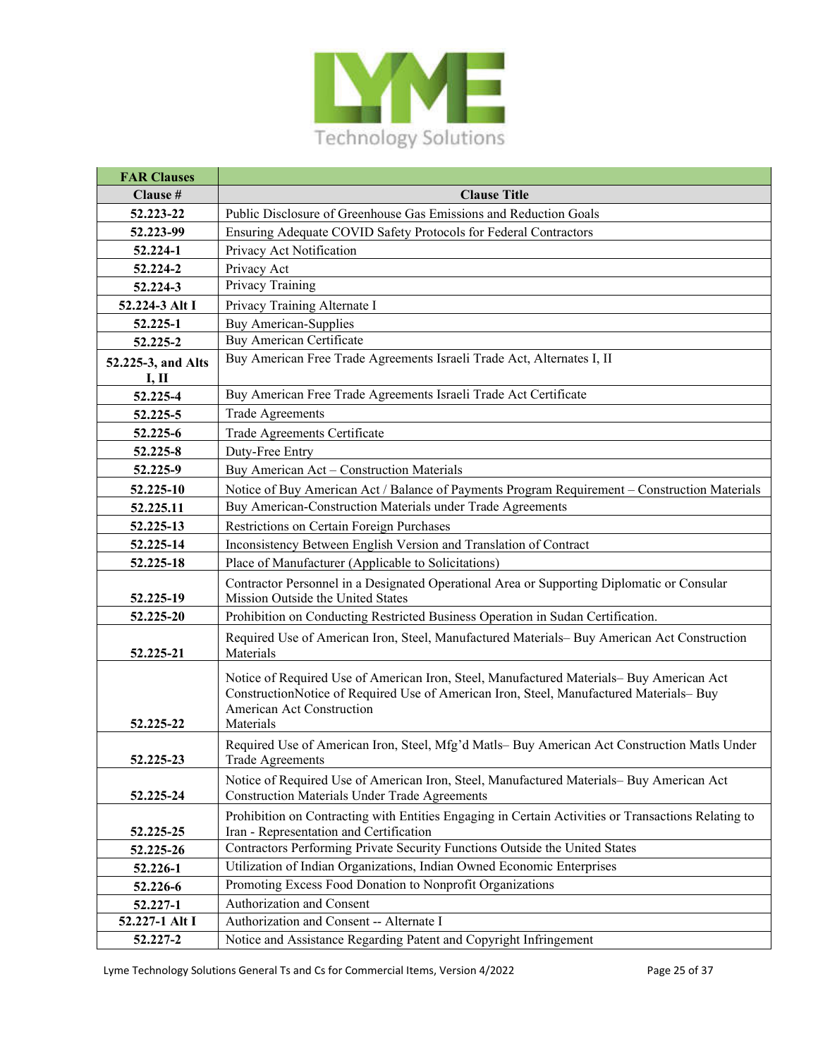| FAR Clauses | |
|---|---|
| **Clause #** | **Clause Title** |
| **52.223-22** | Public Disclosure of Greenhouse Gas Emissions and Reduction Goals |
| **52.223-99** | Ensuring Adequate COVID Safety Protocols for Federal Contractors |
| **52.224-1** | Privacy Act Notification |
| **52.224-2** | Privacy Act |
| **52.224-3** | Privacy Training |
| **52.224-3 Alt I** | Privacy Training Alternate I |
| **52.225-1** | Buy American-Supplies |
| **52.225-2** | Buy American Certificate |
| **52.225-3, and Alts I, II** | Buy American Free Trade Agreements Israeli Trade Act, Alternates I, II |
| **52.225-4** | Buy American Free Trade Agreements Israeli Trade Act Certificate |
| **52.225-5** | Trade Agreements |
| **52.225-6** | Trade Agreements Certificate |
| **52.225-8** | Duty-Free Entry |
| **52.225-9** | Buy American Act – Construction Materials |
| **52.225-10** | Notice of Buy American Act / Balance of Payments Program Requirement – Construction Materials |
| **52.225.11** | Buy American-Construction Materials under Trade Agreements |
| **52.225-13** | Restrictions on Certain Foreign Purchases |
| **52.225-14** | Inconsistency Between English Version and Translation of Contract |
| **52.225-18** | Place of Manufacturer (Applicable to Solicitations) |
| **52.225-19** | Contractor Personnel in a Designated Operational Area or Supporting Diplomatic or Consular Mission Outside the United States |
| **52.225-20** | Prohibition on Conducting Restricted Business Operation in Sudan Certification. |
| **52.225-21** | Required Use of American Iron, Steel, Manufactured Materials– Buy American Act Construction Materials |
| **52.225-22** | Notice of Required Use of American Iron, Steel, Manufactured Materials– Buy American Act ConstructionNotice of Required Use of American Iron, Steel, Manufactured Materials– Buy American Act Construction Materials |
| **52.225-23** | Required Use of American Iron, Steel, Mfg'd Matls– Buy American Act Construction Matls Under Trade Agreements |
| **52.225-24** | Notice of Required Use of American Iron, Steel, Manufactured Materials– Buy American Act Construction Materials Under Trade Agreements |
| **52.225-25** | Prohibition on Contracting with Entities Engaging in Certain Activities or Transactions Relating to Iran - Representation and Certification |
| **52.225-26** | Contractors Performing Private Security Functions Outside the United States |
| **52.226-1** | Utilization of Indian Organizations, Indian Owned Economic Enterprises |
| **52.226-6** | Promoting Excess Food Donation to Nonprofit Organizations |
| **52.227-1** | Authorization and Consent |
| **52.227-1 Alt I** | Authorization and Consent -- Alternate I |
| **52.227-2** | Notice and Assistance Regarding Patent and Copyright Infringement |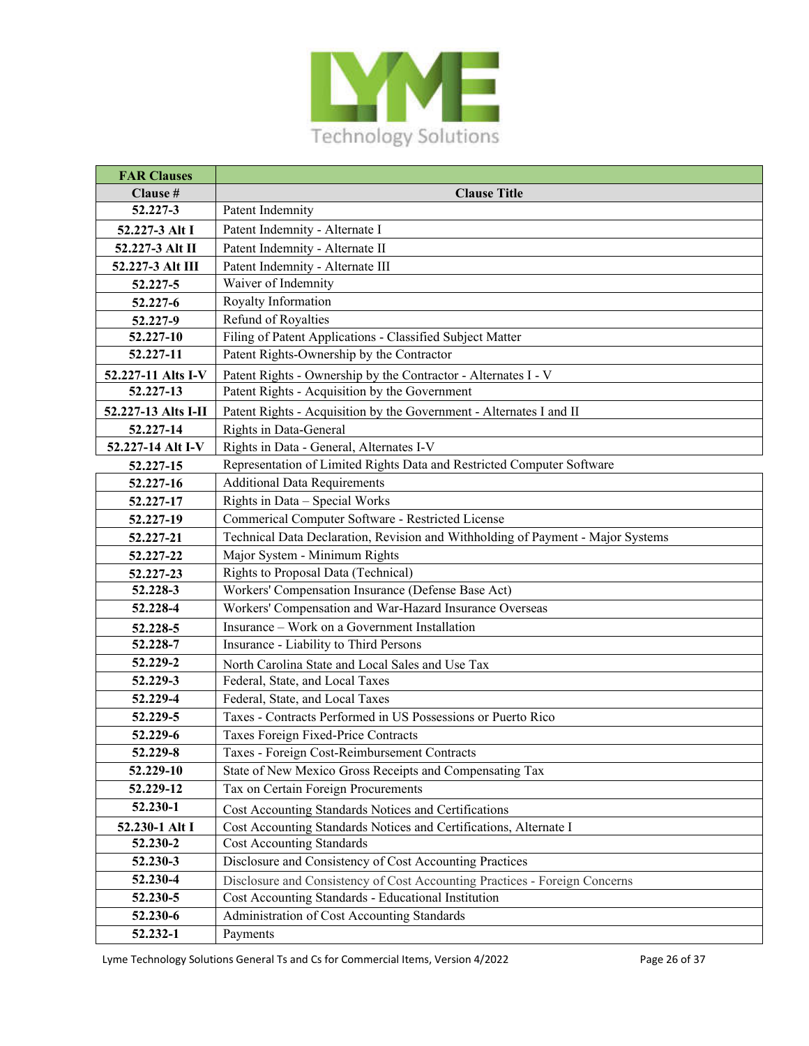| FAR Clauses | |
|---|---|
| **Clause #** | **Clause Title** |
| **52.227-3** | Patent Indemnity |
| **52.227-3 Alt I** | Patent Indemnity - Alternate I |
| **52.227-3 Alt II** | Patent Indemnity - Alternate II |
| **52.227-3 Alt III** | Patent Indemnity - Alternate III |
| **52.227-5** | Waiver of Indemnity |
| **52.227-6** | Royalty Information |
| **52.227-9** | Refund of Royalties |
| **52.227-10** | Filing of Patent Applications - Classified Subject Matter |
| **52.227-11** | Patent Rights-Ownership by the Contractor |
| **52.227-11 Alts I-V** | Patent Rights - Ownership by the Contractor - Alternates I - V |
| **52.227-13** | Patent Rights - Acquisition by the Government |
| **52.227-13 Alts I-II** | Patent Rights - Acquisition by the Government - Alternates I and II |
| **52.227-14** | Rights in Data-General |
| **52.227-14 Alt I-V** | Rights in Data - General, Alternates I-V |
| **52.227-15** | Representation of Limited Rights Data and Restricted Computer Software |
| **52.227-16** | Additional Data Requirements |
| **52.227-17** | Rights in Data – Special Works |
| **52.227-19** | Commerical Computer Software - Restricted License |
| **52.227-21** | Technical Data Declaration, Revision and Withholding of Payment - Major Systems |
| **52.227-22** | Major System - Minimum Rights |
| **52.227-23** | Rights to Proposal Data (Technical) |
| **52.228-3** | Workers' Compensation Insurance (Defense Base Act) |
| **52.228-4** | Workers' Compensation and War-Hazard Insurance Overseas |
| **52.228-5** | Insurance – Work on a Government Installation |
| **52.228-7** | Insurance - Liability to Third Persons |
| **52.229-2** | North Carolina State and Local Sales and Use Tax |
| **52.229-3** | Federal, State, and Local Taxes |
| **52.229-4** | Federal, State, and Local Taxes |
| **52.229-5** | Taxes - Contracts Performed in US Possessions or Puerto Rico |
| **52.229-6** | Taxes Foreign Fixed-Price Contracts |
| **52.229-8** | Taxes - Foreign Cost-Reimbursement Contracts |
| **52.229-10** | State of New Mexico Gross Receipts and Compensating Tax |
| **52.229-12** | Tax on Certain Foreign Procurements |
| **52.230-1** | Cost Accounting Standards Notices and Certifications |
| **52.230-1 Alt I** | Cost Accounting Standards Notices and Certifications, Alternate I |
| **52.230-2** | Cost Accounting Standards |
| **52.230-3** | Disclosure and Consistency of Cost Accounting Practices |
| **52.230-4** | Disclosure and Consistency of Cost Accounting Practices - Foreign Concerns |
| **52.230-5** | Cost Accounting Standards - Educational Institution |
| **52.230-6** | Administration of Cost Accounting Standards |
| **52.232-1** | Payments |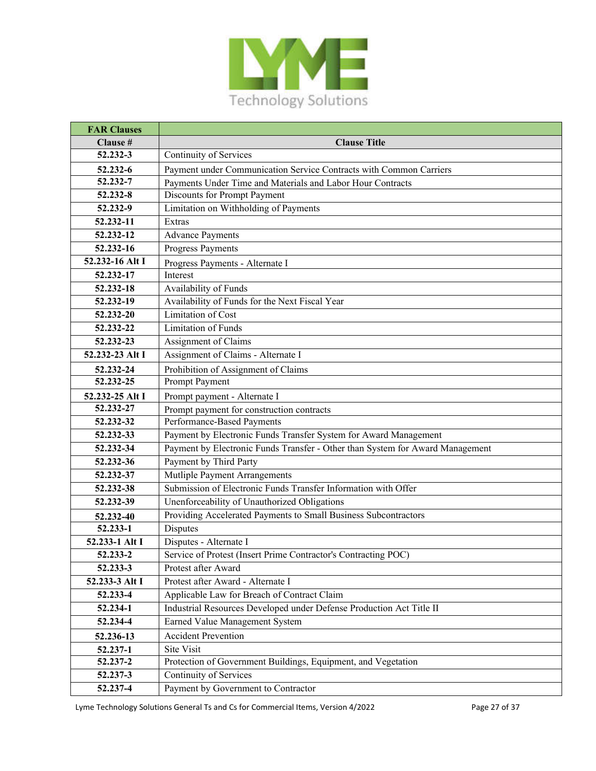| FAR Clauses | |
|---|---|
| **Clause #** | **Clause Title** |
| **52.232-3** | Continuity of Services |
| **52.232-6** | Payment under Communication Service Contracts with Common Carriers |
| **52.232-7** | Payments Under Time and Materials and Labor Hour Contracts |
| **52.232-8** | Discounts for Prompt Payment |
| **52.232-9** | Limitation on Withholding of Payments |
| **52.232-11** | Extras |
| **52.232-12** | Advance Payments |
| **52.232-16** | Progress Payments |
| **52.232-16 Alt I** | Progress Payments - Alternate I |
| **52.232-17** | Interest |
| **52.232-18** | Availability of Funds |
| **52.232-19** | Availability of Funds for the Next Fiscal Year |
| **52.232-20** | Limitation of Cost |
| **52.232-22** | Limitation of Funds |
| **52.232-23** | Assignment of Claims |
| **52.232-23 Alt I** | Assignment of Claims - Alternate I |
| **52.232-24** | Prohibition of Assignment of Claims |
| **52.232-25** | Prompt Payment |
| **52.232-25 Alt I** | Prompt payment - Alternate I |
| **52.232-27** | Prompt payment for construction contracts |
| **52.232-32** | Performance-Based Payments |
| **52.232-33** | Payment by Electronic Funds Transfer System for Award Management |
| **52.232-34** | Payment by Electronic Funds Transfer - Other than System for Award Management |
| **52.232-36** | Payment by Third Party |
| **52.232-37** | Mutliple Payment Arrangements |
| **52.232-38** | Submission of Electronic Funds Transfer Information with Offer |
| **52.232-39** | Unenforceability of Unauthorized Obligations |
| **52.232-40** | Providing Accelerated Payments to Small Business Subcontractors |
| **52.233-1** | Disputes |
| **52.233-1 Alt I** | Disputes - Alternate I |
| **52.233-2** | Service of Protest (Insert Prime Contractor's Contracting POC) |
| **52.233-3** | Protest after Award |
| **52.233-3 Alt I** | Protest after Award - Alternate I |
| **52.233-4** | Applicable Law for Breach of Contract Claim |
| **52.234-1** | Industrial Resources Developed under Defense Production Act Title II |
| **52.234-4** | Earned Value Management System |
| **52.236-13** | Accident Prevention |
| **52.237-1** | Site Visit |
| **52.237-2** | Protection of Government Buildings, Equipment, and Vegetation |
| **52.237-3** | Continuity of Services |
| **52.237-4** | Payment by Government to Contractor |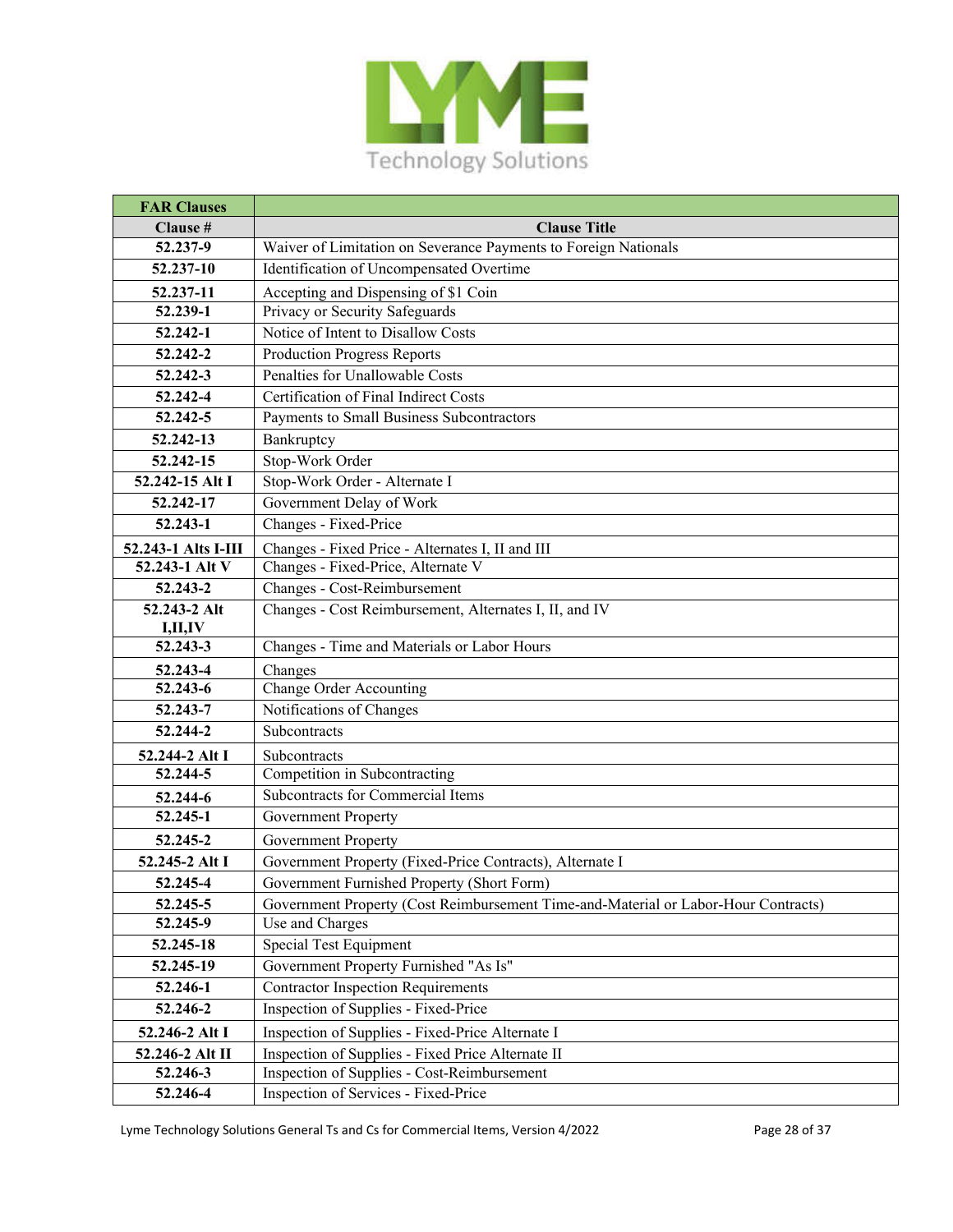| FAR Clauses | |
|---|---|
| **Clause #** | **Clause Title** |
| **52.237-9** | Waiver of Limitation on Severance Payments to Foreign Nationals |
| **52.237-10** | Identification of Uncompensated Overtime |
| **52.237-11** | Accepting and Dispensing of $1 Coin |
| **52.239-1** | Privacy or Security Safeguards |
| **52.242-1** | Notice of Intent to Disallow Costs |
| **52.242-2** | Production Progress Reports |
| **52.242-3** | Penalties for Unallowable Costs |
| **52.242-4** | Certification of Final Indirect Costs |
| **52.242-5** | Payments to Small Business Subcontractors |
| **52.242-13** | Bankruptcy |
| **52.242-15** | Stop-Work Order |
| **52.242-15 Alt I** | Stop-Work Order - Alternate I |
| **52.242-17** | Government Delay of Work |
| **52.243-1** | Changes - Fixed-Price |
| **52.243-1 Alts I-III** | Changes - Fixed Price - Alternates I, II and III |
| **52.243-1 Alt V** | Changes - Fixed-Price, Alternate V |
| **52.243-2** | Changes - Cost-Reimbursement |
| **52.243-2 Alt I,II,IV** | Changes - Cost Reimbursement, Alternates I, II, and IV |
| **52.243-3** | Changes - Time and Materials or Labor Hours |
| **52.243-4** | Changes |
| **52.243-6** | Change Order Accounting |
| **52.243-7** | Notifications of Changes |
| **52.244-2** | Subcontracts |
| **52.244-2 Alt I** | Subcontracts |
| **52.244-5** | Competition in Subcontracting |
| **52.244-6** | Subcontracts for Commercial Items |
| **52.245-1** | Government Property |
| **52.245-2** | Government Property |
| **52.245-2 Alt I** | Government Property (Fixed-Price Contracts), Alternate I |
| **52.245-4** | Government Furnished Property (Short Form) |
| **52.245-5** | Government Property (Cost Reimbursement Time-and-Material or Labor-Hour Contracts) |
| **52.245-9** | Use and Charges |
| **52.245-18** | Special Test Equipment |
| **52.245-19** | Government Property Furnished "As Is" |
| **52.246-1** | Contractor Inspection Requirements |
| **52.246-2** | Inspection of Supplies - Fixed-Price |
| **52.246-2 Alt I** | Inspection of Supplies - Fixed-Price Alternate I |
| **52.246-2 Alt II** | Inspection of Supplies - Fixed Price Alternate II |
| **52.246-3** | Inspection of Supplies - Cost-Reimbursement |
| **52.246-4** | Inspection of Services - Fixed-Price |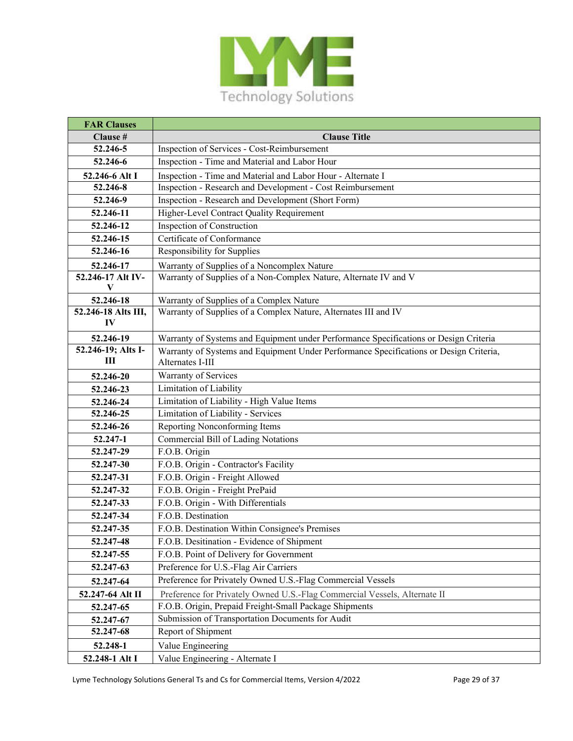| FAR Clauses | |
|---|---|
| **Clause #** | **Clause Title** |
| **52.246-5** | Inspection of Services - Cost-Reimbursement |
| **52.246-6** | Inspection - Time and Material and Labor Hour |
| **52.246-6 Alt I** | Inspection - Time and Material and Labor Hour - Alternate I |
| **52.246-8** | Inspection - Research and Development - Cost Reimbursement |
| **52.246-9** | Inspection - Research and Development (Short Form) |
| **52.246-11** | Higher-Level Contract Quality Requirement |
| **52.246-12** | Inspection of Construction |
| **52.246-15** | Certificate of Conformance |
| **52.246-16** | Responsibility for Supplies |
| **52.246-17** | Warranty of Supplies of a Noncomplex Nature |
| **52.246-17 Alt IV-V** | Warranty of Supplies of a Non-Complex Nature, Alternate IV and V |
| **52.246-18** | Warranty of Supplies of a Complex Nature |
| **52.246-18 Alts III, IV** | Warranty of Supplies of a Complex Nature, Alternates III and IV |
| **52.246-19** | Warranty of Systems and Equipment under Performance Specifications or Design Criteria |
| **52.246-19; Alts I-III** | Warranty of Systems and Equipment Under Performance Specifications or Design Criteria, Alternates I-III |
| **52.246-20** | Warranty of Services |
| **52.246-23** | Limitation of Liability |
| **52.246-24** | Limitation of Liability - High Value Items |
| **52.246-25** | Limitation of Liability - Services |
| **52.246-26** | Reporting Nonconforming Items |
| **52.247-1** | Commercial Bill of Lading Notations |
| **52.247-29** | F.O.B. Origin |
| **52.247-30** | F.O.B. Origin - Contractor's Facility |
| **52.247-31** | F.O.B. Origin - Freight Allowed |
| **52.247-32** | F.O.B. Origin - Freight PrePaid |
| **52.247-33** | F.O.B. Origin - With Differentials |
| **52.247-34** | F.O.B. Destination |
| **52.247-35** | F.O.B. Destination Within Consignee's Premises |
| **52.247-48** | F.O.B. Desitination - Evidence of Shipment |
| **52.247-55** | F.O.B. Point of Delivery for Government |
| **52.247-63** | Preference for U.S.-Flag Air Carriers |
| **52.247-64** | Preference for Privately Owned U.S.-Flag Commercial Vessels |
| **52.247-64 Alt II** | Preference for Privately Owned U.S.-Flag Commercial Vessels, Alternate II |
| **52.247-65** | F.O.B. Origin, Prepaid Freight-Small Package Shipments |
| **52.247-67** | Submission of Transportation Documents for Audit |
| **52.247-68** | Report of Shipment |
| **52.248-1** | Value Engineering |
| **52.248-1 Alt I** | Value Engineering - Alternate I |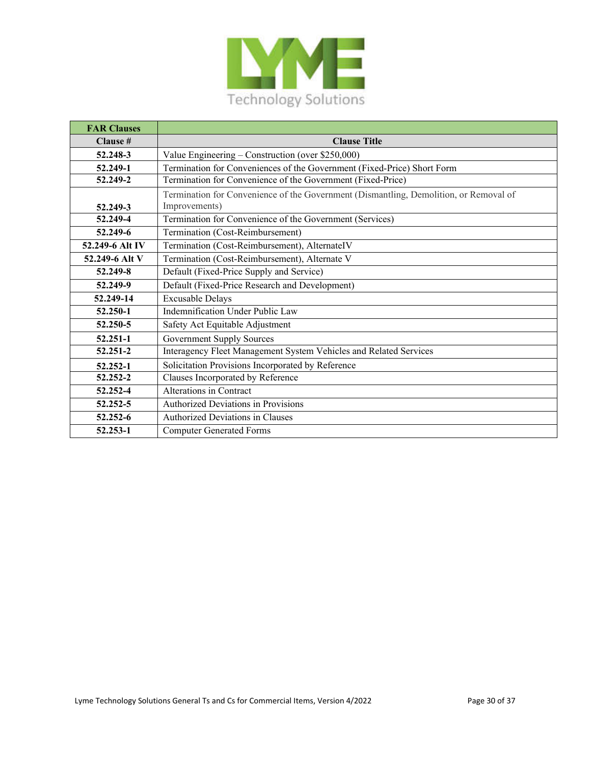| FAR Clauses | |
|---|---|
| **Clause #** | **Clause Title** |
| **52.248-3** | Value Engineering – Construction (over $250,000) |
| **52.249-1** | Termination for Conveniences of the Government (Fixed-Price) Short Form |
| **52.249-2** | Termination for Convenience of the Government (Fixed-Price) |
| **52.249-3** | Termination for Convenience of the Government (Dismantling, Demolition, or Removal of Improvements) |
| **52.249-4** | Termination for Convenience of the Government (Services) |
| **52.249-6** | Termination (Cost-Reimbursement) |
| **52.249-6 Alt IV** | Termination (Cost-Reimbursement), AlternateIV |
| **52.249-6 Alt V** | Termination (Cost-Reimbursement), Alternate V |
| **52.249-8** | Default (Fixed-Price Supply and Service) |
| **52.249-9** | Default (Fixed-Price Research and Development) |
| **52.249-14** | Excusable Delays |
| **52.250-1** | Indemnification Under Public Law |
| **52.250-5** | Safety Act Equitable Adjustment |
| **52.251-1** | Government Supply Sources |
| **52.251-2** | Interagency Fleet Management System Vehicles and Related Services |
| **52.252-1** | Solicitation Provisions Incorporated by Reference |
| **52.252-2** | Clauses Incorporated by Reference |
| **52.252-4** | Alterations in Contract |
| **52.252-5** | Authorized Deviations in Provisions |
| **52.252-6** | Authorized Deviations in Clauses |
| **52.253-1** | Computer Generated Forms |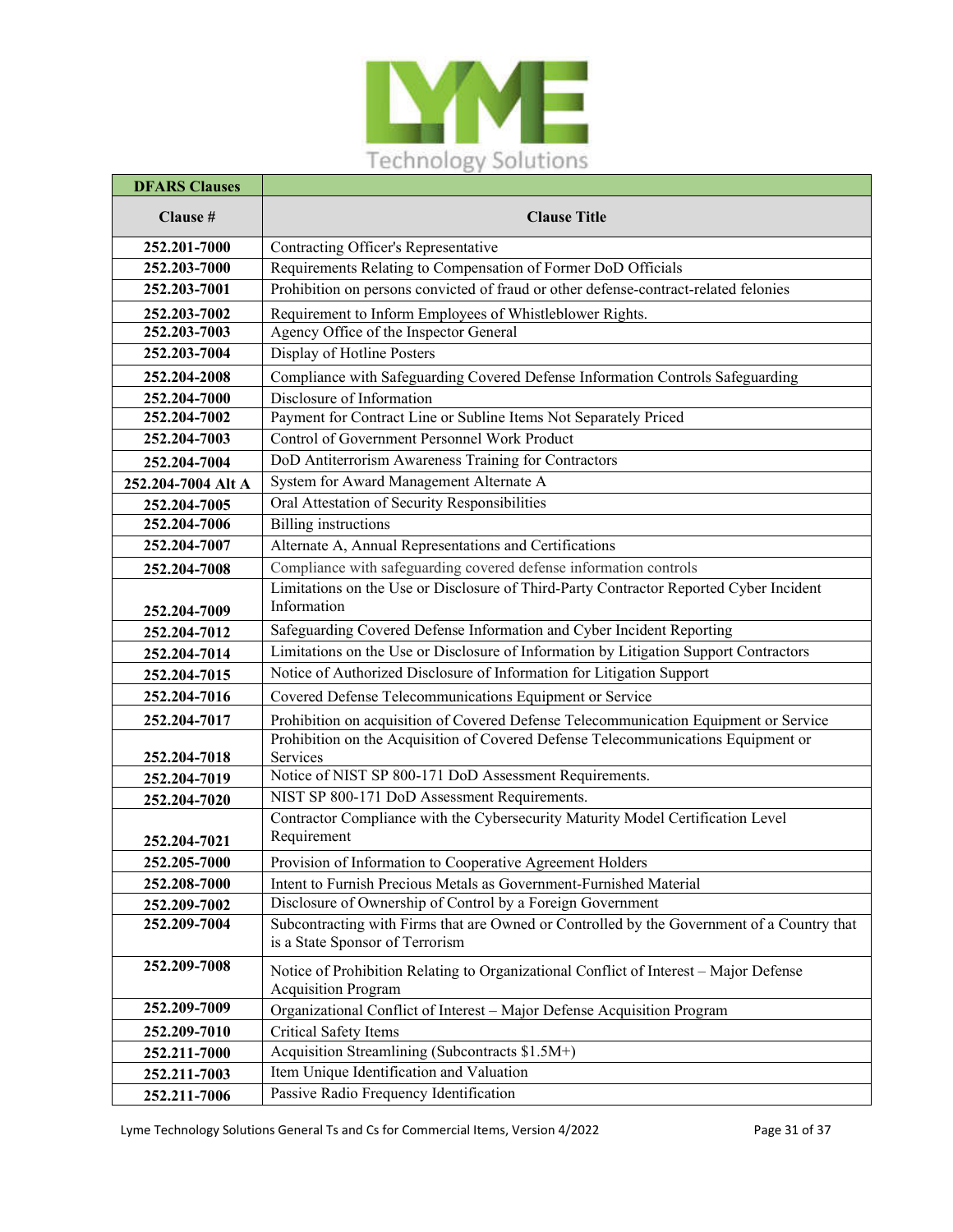| DFARS Clauses | |
|---|---|
| **Clause #** | **Clause Title** |
| **252.201-7000** | Contracting Officer's Representative |
| **252.203-7000** | Requirements Relating to Compensation of Former DoD Officials |
| **252.203-7001** | Prohibition on persons convicted of fraud or other defense-contract-related felonies |
| **252.203-7002** | Requirement to Inform Employees of Whistleblower Rights. |
| **252.203-7003** | Agency Office of the Inspector General |
| **252.203-7004** | Display of Hotline Posters |
| **252.204-2008** | Compliance with Safeguarding Covered Defense Information Controls Safeguarding |
| **252.204-7000** | Disclosure of Information |
| **252.204-7002** | Payment for Contract Line or Subline Items Not Separately Priced |
| **252.204-7003** | Control of Government Personnel Work Product |
| **252.204-7004** | DoD Antiterrorism Awareness Training for Contractors |
| **252.204-7004 Alt A** | System for Award Management Alternate A |
| **252.204-7005** | Oral Attestation of Security Responsibilities |
| **252.204-7006** | Billing instructions |
| **252.204-7007** | Alternate A, Annual Representations and Certifications |
| **252.204-7008** | Compliance with safeguarding covered defense information controls |
| **252.204-7009** | Limitations on the Use or Disclosure of Third-Party Contractor Reported Cyber Incident Information |
| **252.204-7012** | Safeguarding Covered Defense Information and Cyber Incident Reporting |
| **252.204-7014** | Limitations on the Use or Disclosure of Information by Litigation Support Contractors |
| **252.204-7015** | Notice of Authorized Disclosure of Information for Litigation Support |
| **252.204-7016** | Covered Defense Telecommunications Equipment or Service |
| **252.204-7017** | Prohibition on acquisition of Covered Defense Telecommunication Equipment or Service |
| **252.204-7018** | Prohibition on the Acquisition of Covered Defense Telecommunications Equipment or Services |
| **252.204-7019** | Notice of NIST SP 800-171 DoD Assessment Requirements. |
| **252.204-7020** | NIST SP 800-171 DoD Assessment Requirements. |
| **252.204-7021** | Contractor Compliance with the Cybersecurity Maturity Model Certification Level Requirement |
| **252.205-7000** | Provision of Information to Cooperative Agreement Holders |
| **252.208-7000** | Intent to Furnish Precious Metals as Government-Furnished Material |
| **252.209-7002** | Disclosure of Ownership of Control by a Foreign Government |
| **252.209-7004** | Subcontracting with Firms that are Owned or Controlled by the Government of a Country that is a State Sponsor of Terrorism |
| **252.209-7008** | Notice of Prohibition Relating to Organizational Conflict of Interest – Major Defense Acquisition Program |
| **252.209-7009** | Organizational Conflict of Interest – Major Defense Acquisition Program |
| **252.209-7010** | Critical Safety Items |
| **252.211-7000** | Acquisition Streamlining (Subcontracts $1.5M+) |
| **252.211-7003** | Item Unique Identification and Valuation |
| **252.211-7006** | Passive Radio Frequency Identification |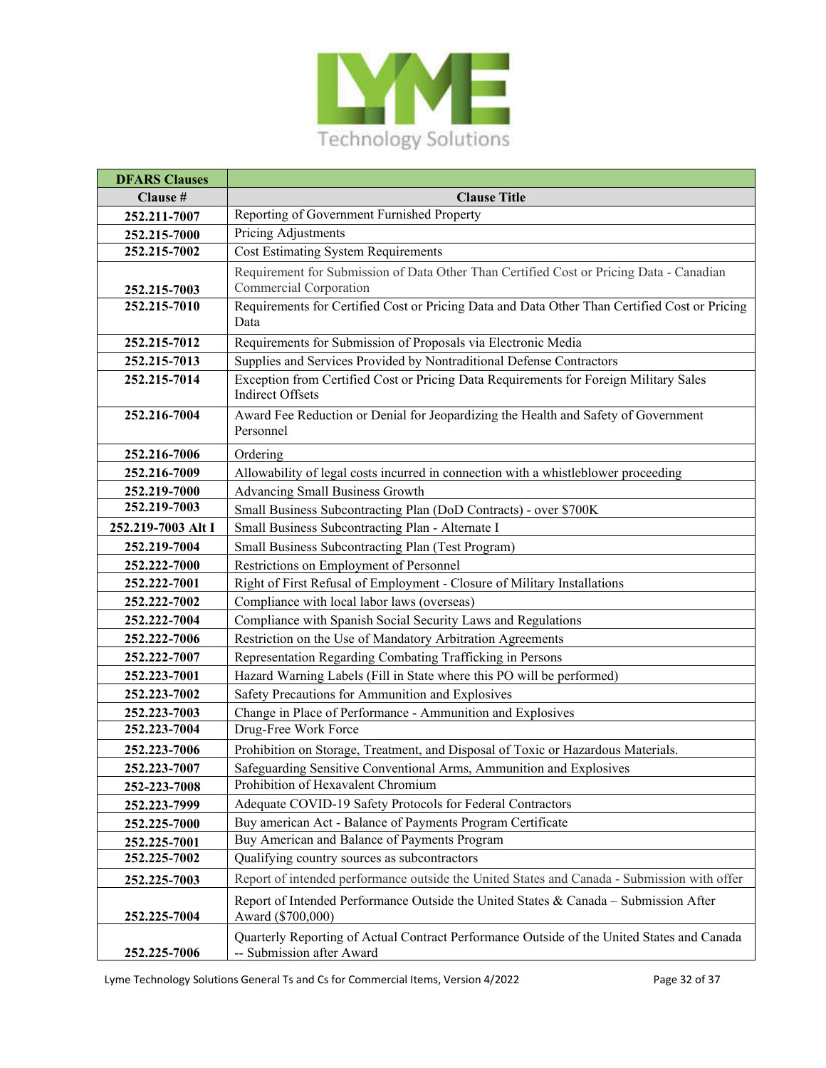LYME Technology Solutions

| DFARS Clauses | |
|---|---|
| **Clause #** | **Clause Title** |
| **252.211-7007** | Reporting of Government Furnished Property |
| **252.215-7000** | Pricing Adjustments |
| **252.215-7002** | Cost Estimating System Requirements |
| **252.215-7003** | Requirement for Submission of Data Other Than Certified Cost or Pricing Data - Canadian Commercial Corporation |
| **252.215-7010** | Requirements for Certified Cost or Pricing Data and Data Other Than Certified Cost or Pricing Data |
| **252.215-7012** | Requirements for Submission of Proposals via Electronic Media |
| **252.215-7013** | Supplies and Services Provided by Nontraditional Defense Contractors |
| **252.215-7014** | Exception from Certified Cost or Pricing Data Requirements for Foreign Military Sales Indirect Offsets |
| **252.216-7004** | Award Fee Reduction or Denial for Jeopardizing the Health and Safety of Government Personnel |
| **252.216-7006** | Ordering |
| **252.216-7009** | Allowability of legal costs incurred in connection with a whistleblower proceeding |
| **252.219-7000** | Advancing Small Business Growth |
| **252.219-7003** | Small Business Subcontracting Plan (DoD Contracts) - over $700K |
| **252.219-7003 Alt I** | Small Business Subcontracting Plan - Alternate I |
| **252.219-7004** | Small Business Subcontracting Plan (Test Program) |
| **252.222-7000** | Restrictions on Employment of Personnel |
| **252.222-7001** | Right of First Refusal of Employment - Closure of Military Installations |
| **252.222-7002** | Compliance with local labor laws (overseas) |
| **252.222-7004** | Compliance with Spanish Social Security Laws and Regulations |
| **252.222-7006** | Restriction on the Use of Mandatory Arbitration Agreements |
| **252.222-7007** | Representation Regarding Combating Trafficking in Persons |
| **252.223-7001** | Hazard Warning Labels (Fill in State where this PO will be performed) |
| **252.223-7002** | Safety Precautions for Ammunition and Explosives |
| **252.223-7003** | Change in Place of Performance - Ammunition and Explosives |
| **252.223-7004** | Drug-Free Work Force |
| **252.223-7006** | Prohibition on Storage, Treatment, and Disposal of Toxic or Hazardous Materials. |
| **252.223-7007** | Safeguarding Sensitive Conventional Arms, Ammunition and Explosives |
| **252-223-7008** | Prohibition of Hexavalent Chromium |
| **252.223-7999** | Adequate COVID-19 Safety Protocols for Federal Contractors |
| **252.225-7000** | Buy american Act - Balance of Payments Program Certificate |
| **252.225-7001** | Buy American and Balance of Payments Program |
| **252.225-7002** | Qualifying country sources as subcontractors |
| **252.225-7003** | Report of intended performance outside the United States and Canada - Submission with offer |
| **252.225-7004** | Report of Intended Performance Outside the United States & Canada – Submission After Award ($700,000) |
| **252.225-7006** | Quarterly Reporting of Actual Contract Performance Outside of the United States and Canada -- Submission after Award |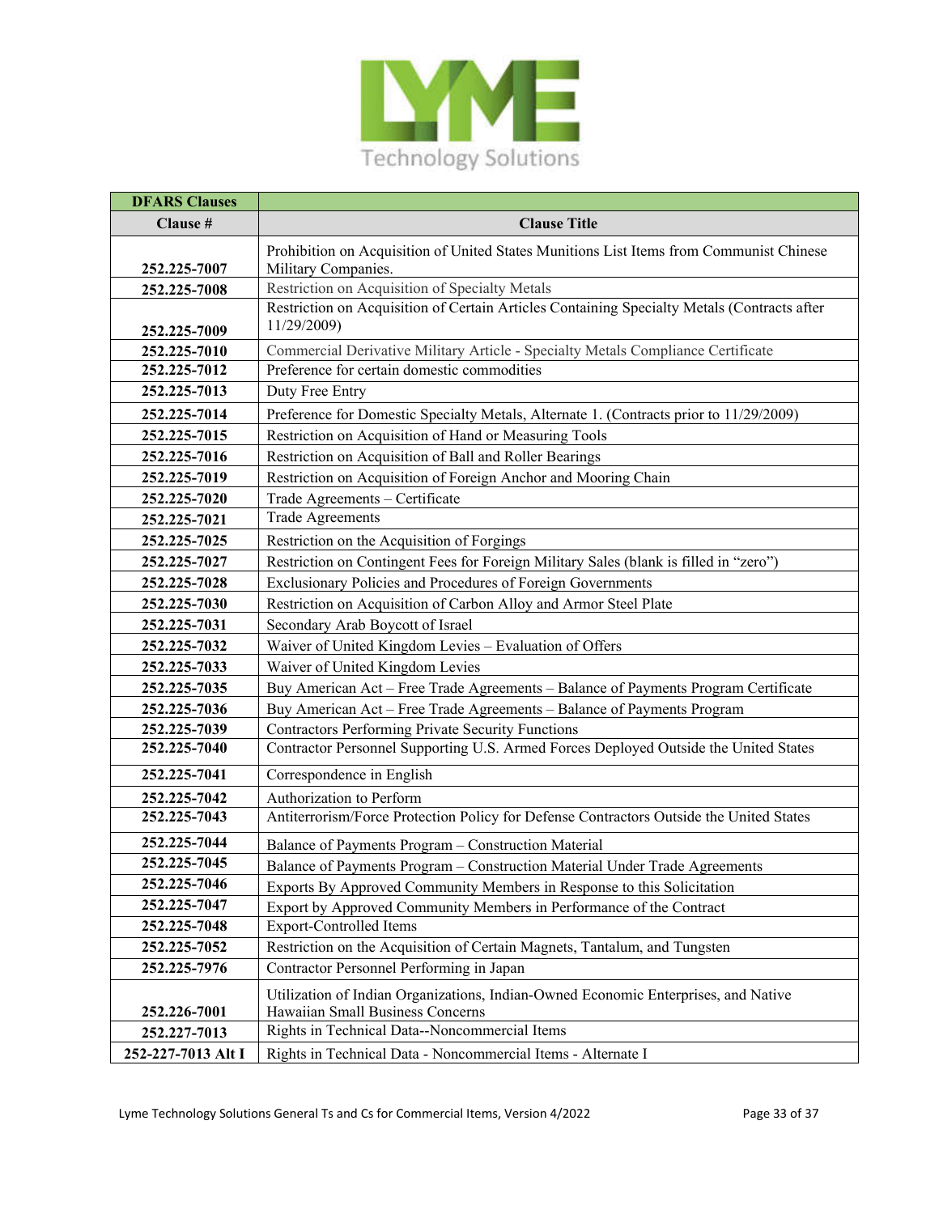| DFARS Clauses | |
|---|---|
| **Clause #** | **Clause Title** |
| **252.225-7007** | Prohibition on Acquisition of United States Munitions List Items from Communist Chinese Military Companies. |
| **252.225-7008** | Restriction on Acquisition of Specialty Metals |
| **252.225-7009** | Restriction on Acquisition of Certain Articles Containing Specialty Metals (Contracts after 11/29/2009) |
| **252.225-7010** | Commercial Derivative Military Article - Specialty Metals Compliance Certificate |
| **252.225-7012** | Preference for certain domestic commodities |
| **252.225-7013** | Duty Free Entry |
| **252.225-7014** | Preference for Domestic Specialty Metals, Alternate 1. (Contracts prior to 11/29/2009) |
| **252.225-7015** | Restriction on Acquisition of Hand or Measuring Tools |
| **252.225-7016** | Restriction on Acquisition of Ball and Roller Bearings |
| **252.225-7019** | Restriction on Acquisition of Foreign Anchor and Mooring Chain |
| **252.225-7020** | Trade Agreements – Certificate |
| **252.225-7021** | Trade Agreements |
| **252.225-7025** | Restriction on the Acquisition of Forgings |
| **252.225-7027** | Restriction on Contingent Fees for Foreign Military Sales (blank is filled in "zero") |
| **252.225-7028** | Exclusionary Policies and Procedures of Foreign Governments |
| **252.225-7030** | Restriction on Acquisition of Carbon Alloy and Armor Steel Plate |
| **252.225-7031** | Secondary Arab Boycott of Israel |
| **252.225-7032** | Waiver of United Kingdom Levies – Evaluation of Offers |
| **252.225-7033** | Waiver of United Kingdom Levies |
| **252.225-7035** | Buy American Act – Free Trade Agreements – Balance of Payments Program Certificate |
| **252.225-7036** | Buy American Act – Free Trade Agreements – Balance of Payments Program |
| **252.225-7039** | Contractors Performing Private Security Functions |
| **252.225-7040** | Contractor Personnel Supporting U.S. Armed Forces Deployed Outside the United States |
| **252.225-7041** | Correspondence in English |
| **252.225-7042** | Authorization to Perform |
| **252.225-7043** | Antiterrorism/Force Protection Policy for Defense Contractors Outside the United States |
| **252.225-7044** | Balance of Payments Program – Construction Material |
| **252.225-7045** | Balance of Payments Program – Construction Material Under Trade Agreements |
| **252.225-7046** | Exports By Approved Community Members in Response to this Solicitation |
| **252.225-7047** | Export by Approved Community Members in Performance of the Contract |
| **252.225-7048** | Export-Controlled Items |
| **252.225-7052** | Restriction on the Acquisition of Certain Magnets, Tantalum, and Tungsten |
| **252.225-7976** | Contractor Personnel Performing in Japan |
| **252.226-7001** | Utilization of Indian Organizations, Indian-Owned Economic Enterprises, and Native Hawaiian Small Business Concerns |
| **252.227-7013** | Rights in Technical Data--Noncommercial Items |
| **252-227-7013 Alt I** | Rights in Technical Data - Noncommercial Items - Alternate I |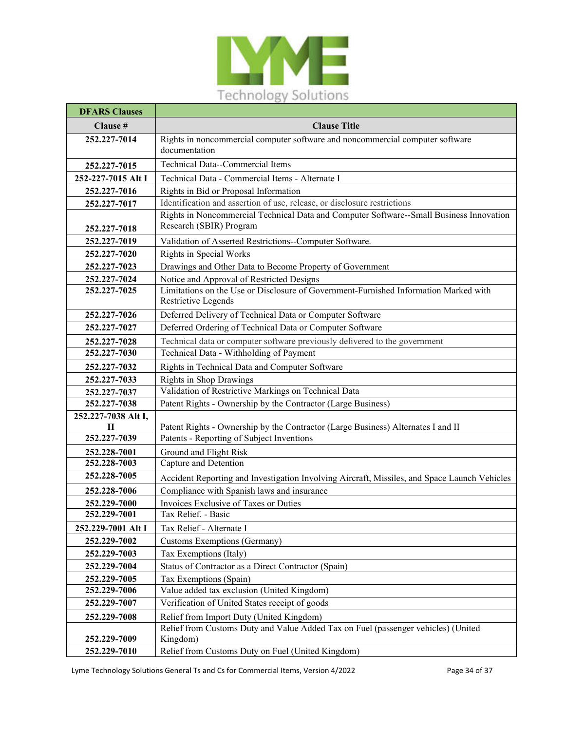| DFARS Clauses | |
|---|---|
| **Clause #** | **Clause Title** |
| **252.227-7014** | Rights in noncommercial computer software and noncommercial computer software documentation |
| **252.227-7015** | Technical Data--Commercial Items |
| **252-227-7015 Alt I** | Technical Data - Commercial Items - Alternate I |
| **252.227-7016** | Rights in Bid or Proposal Information |
| **252.227-7017** | Identification and assertion of use, release, or disclosure restrictions |
| **252.227-7018** | Rights in Noncommercial Technical Data and Computer Software--Small Business Innovation Research (SBIR) Program |
| **252.227-7019** | Validation of Asserted Restrictions--Computer Software. |
| **252.227-7020** | Rights in Special Works |
| **252.227-7023** | Drawings and Other Data to Become Property of Government |
| **252.227-7024** | Notice and Approval of Restricted Designs |
| **252.227-7025** | Limitations on the Use or Disclosure of Government-Furnished Information Marked with Restrictive Legends |
| **252.227-7026** | Deferred Delivery of Technical Data or Computer Software |
| **252.227-7027** | Deferred Ordering of Technical Data or Computer Software |
| **252.227-7028** | Technical data or computer software previously delivered to the government |
| **252.227-7030** | Technical Data - Withholding of Payment |
| **252.227-7032** | Rights in Technical Data and Computer Software |
| **252.227-7033** | Rights in Shop Drawings |
| **252.227-7037** | Validation of Restrictive Markings on Technical Data |
| **252.227-7038** | Patent Rights - Ownership by the Contractor (Large Business) |
| **252.227-7038 Alt I, II** | Patent Rights - Ownership by the Contractor (Large Business) Alternates I and II |
| **252.227-7039** | Patents - Reporting of Subject Inventions |
| **252.228-7001** | Ground and Flight Risk |
| **252.228-7003** | Capture and Detention |
| **252.228-7005** | Accident Reporting and Investigation Involving Aircraft, Missiles, and Space Launch Vehicles |
| **252.228-7006** | Compliance with Spanish laws and insurance |
| **252.229-7000** | Invoices Exclusive of Taxes or Duties |
| **252.229-7001** | Tax Relief. - Basic |
| **252.229-7001 Alt I** | Tax Relief - Alternate I |
| **252.229-7002** | Customs Exemptions (Germany) |
| **252.229-7003** | Tax Exemptions (Italy) |
| **252.229-7004** | Status of Contractor as a Direct Contractor (Spain) |
| **252.229-7005** | Tax Exemptions (Spain) |
| **252.229-7006** | Value added tax exclusion (United Kingdom) |
| **252.229-7007** | Verification of United States receipt of goods |
| **252.229-7008** | Relief from Import Duty (United Kingdom) |
| **252.229-7009** | Relief from Customs Duty and Value Added Tax on Fuel (passenger vehicles) (United Kingdom) |
| **252.229-7010** | Relief from Customs Duty on Fuel (United Kingdom) |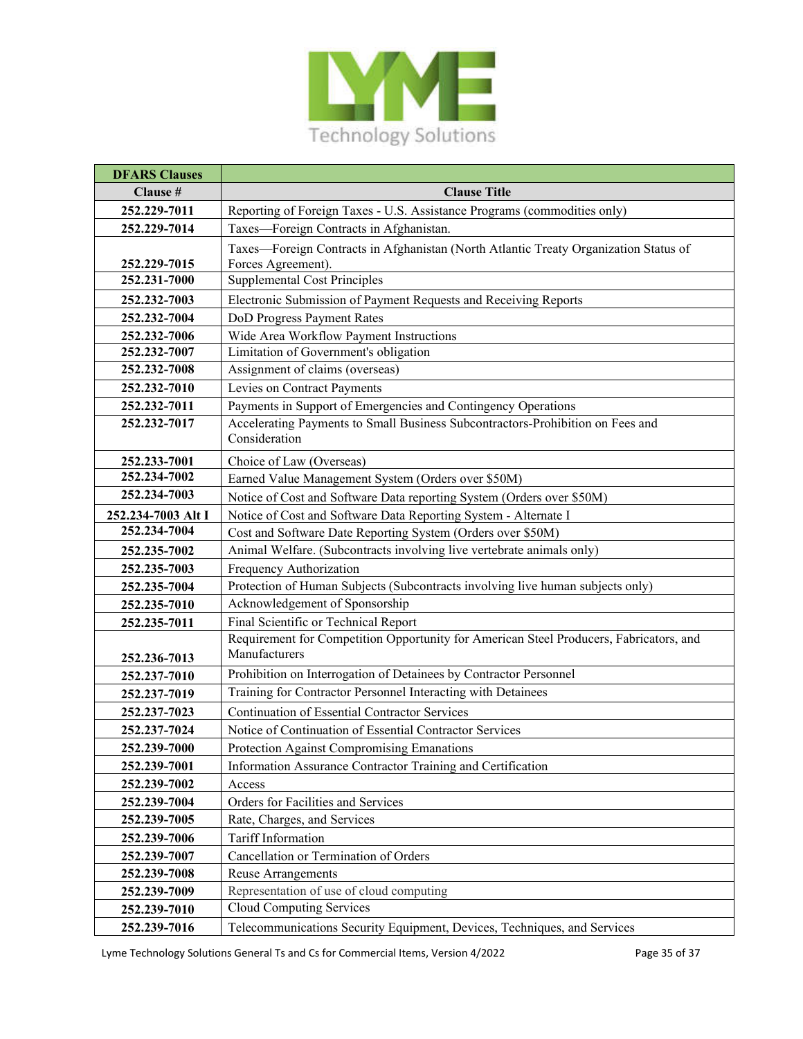| DFARS Clauses | |
|---|---|
| **Clause #** | **Clause Title** |
| **252.229-7011** | Reporting of Foreign Taxes - U.S. Assistance Programs (commodities only) |
| **252.229-7014** | Taxes—Foreign Contracts in Afghanistan. |
| **252.229-7015** | Taxes—Foreign Contracts in Afghanistan (North Atlantic Treaty Organization Status of Forces Agreement). |
| **252.231-7000** | Supplemental Cost Principles |
| **252.232-7003** | Electronic Submission of Payment Requests and Receiving Reports |
| **252.232-7004** | DoD Progress Payment Rates |
| **252.232-7006** | Wide Area Workflow Payment Instructions |
| **252.232-7007** | Limitation of Government's obligation |
| **252.232-7008** | Assignment of claims (overseas) |
| **252.232-7010** | Levies on Contract Payments |
| **252.232-7011** | Payments in Support of Emergencies and Contingency Operations |
| **252.232-7017** | Accelerating Payments to Small Business Subcontractors-Prohibition on Fees and Consideration |
| **252.233-7001** | Choice of Law (Overseas) |
| **252.234-7002** | Earned Value Management System (Orders over $50M) |
| **252.234-7003** | Notice of Cost and Software Data reporting System (Orders over $50M) |
| **252.234-7003 Alt I** | Notice of Cost and Software Data Reporting System - Alternate I |
| **252.234-7004** | Cost and Software Date Reporting System (Orders over $50M) |
| **252.235-7002** | Animal Welfare. (Subcontracts involving live vertebrate animals only) |
| **252.235-7003** | Frequency Authorization |
| **252.235-7004** | Protection of Human Subjects (Subcontracts involving live human subjects only) |
| **252.235-7010** | Acknowledgement of Sponsorship |
| **252.235-7011** | Final Scientific or Technical Report |
| **252.236-7013** | Requirement for Competition Opportunity for American Steel Producers, Fabricators, and Manufacturers |
| **252.237-7010** | Prohibition on Interrogation of Detainees by Contractor Personnel |
| **252.237-7019** | Training for Contractor Personnel Interacting with Detainees |
| **252.237-7023** | Continuation of Essential Contractor Services |
| **252.237-7024** | Notice of Continuation of Essential Contractor Services |
| **252.239-7000** | Protection Against Compromising Emanations |
| **252.239-7001** | Information Assurance Contractor Training and Certification |
| **252.239-7002** | Access |
| **252.239-7004** | Orders for Facilities and Services |
| **252.239-7005** | Rate, Charges, and Services |
| **252.239-7006** | Tariff Information |
| **252.239-7007** | Cancellation or Termination of Orders |
| **252.239-7008** | Reuse Arrangements |
| **252.239-7009** | Representation of use of cloud computing |
| **252.239-7010** | Cloud Computing Services |
| **252.239-7016** | Telecommunications Security Equipment, Devices, Techniques, and Services |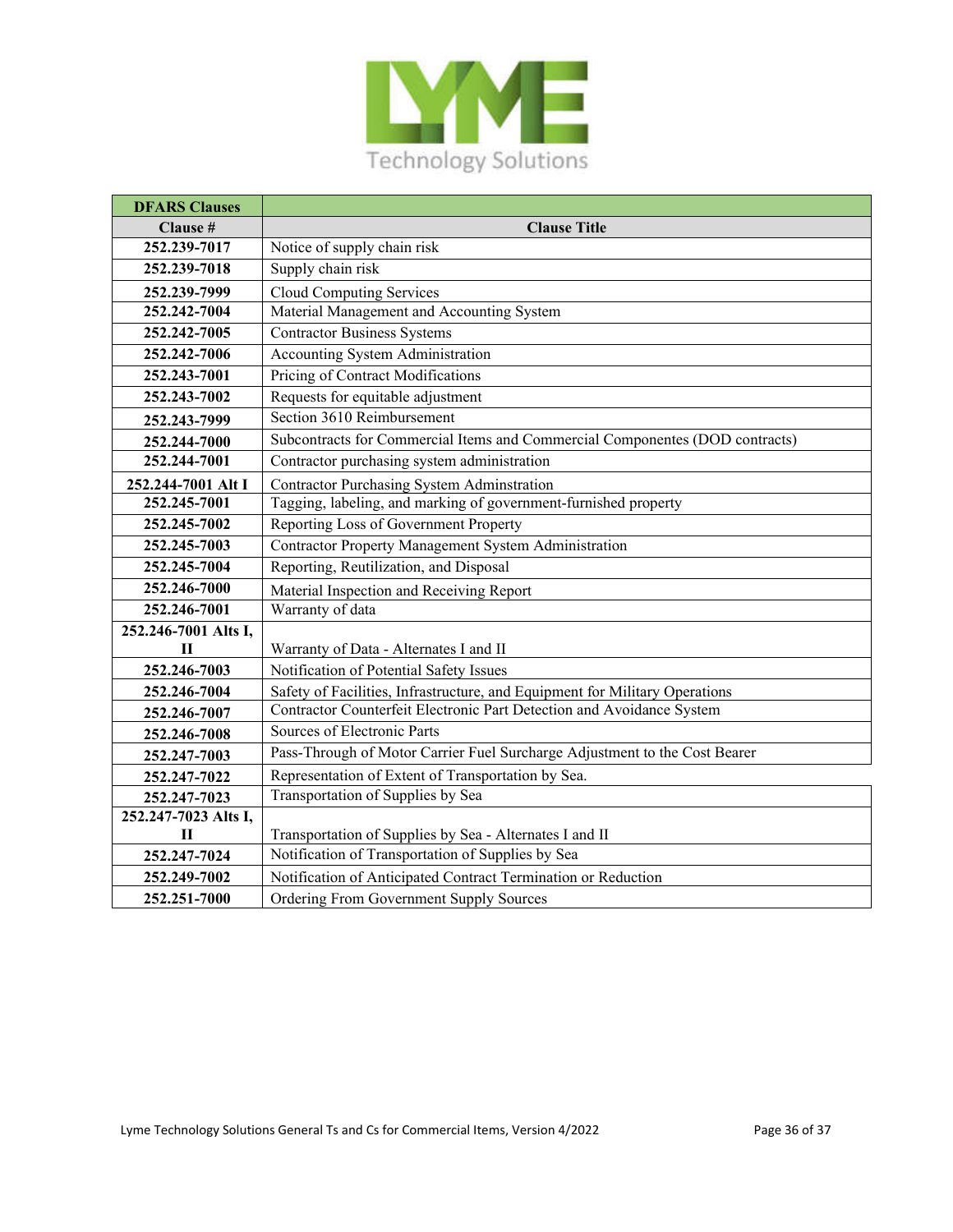| DFARS Clauses | |
|---|---|
| **Clause #** | **Clause Title** |
| **252.239-7017** | Notice of supply chain risk |
| **252.239-7018** | Supply chain risk |
| **252.239-7999** | Cloud Computing Services |
| **252.242-7004** | Material Management and Accounting System |
| **252.242-7005** | Contractor Business Systems |
| **252.242-7006** | Accounting System Administration |
| **252.243-7001** | Pricing of Contract Modifications |
| **252.243-7002** | Requests for equitable adjustment |
| **252.243-7999** | Section 3610 Reimbursement |
| **252.244-7000** | Subcontracts for Commercial Items and Commercial Componentes (DOD contracts) |
| **252.244-7001** | Contractor purchasing system administration |
| **252.244-7001 Alt I** | Contractor Purchasing System Adminstration |
| **252.245-7001** | Tagging, labeling, and marking of government-furnished property |
| **252.245-7002** | Reporting Loss of Government Property |
| **252.245-7003** | Contractor Property Management System Administration |
| **252.245-7004** | Reporting, Reutilization, and Disposal |
| **252.246-7000** | Material Inspection and Receiving Report |
| **252.246-7001** | Warranty of data |
| **252.246-7001 Alts I, II** | Warranty of Data - Alternates I and II |
| **252.246-7003** | Notification of Potential Safety Issues |
| **252.246-7004** | Safety of Facilities, Infrastructure, and Equipment for Military Operations |
| **252.246-7007** | Contractor Counterfeit Electronic Part Detection and Avoidance System |
| **252.246-7008** | Sources of Electronic Parts |
| **252.247-7003** | Pass-Through of Motor Carrier Fuel Surcharge Adjustment to the Cost Bearer |
| **252.247-7022** | Representation of Extent of Transportation by Sea. |
| **252.247-7023** | Transportation of Supplies by Sea |
| **252.247-7023 Alts I, II** | Transportation of Supplies by Sea - Alternates I and II |
| **252.247-7024** | Notification of Transportation of Supplies by Sea |
| **252.249-7002** | Notification of Anticipated Contract Termination or Reduction |
| **252.251-7000** | Ordering From Government Supply Sources |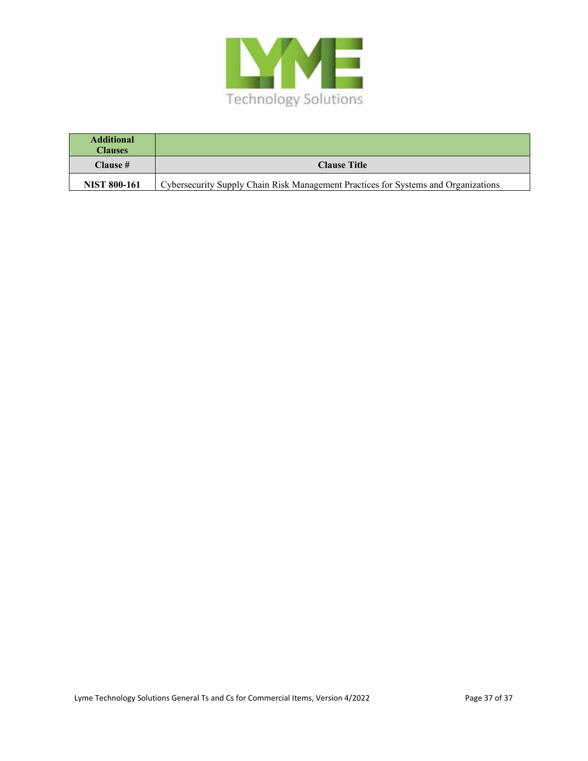| Additional Clauses | |
|---|---|
| **Clause #** | **Clause Title** |
| **NIST 800-161** | Cybersecurity Supply Chain Risk Management Practices for Systems and Organizations |